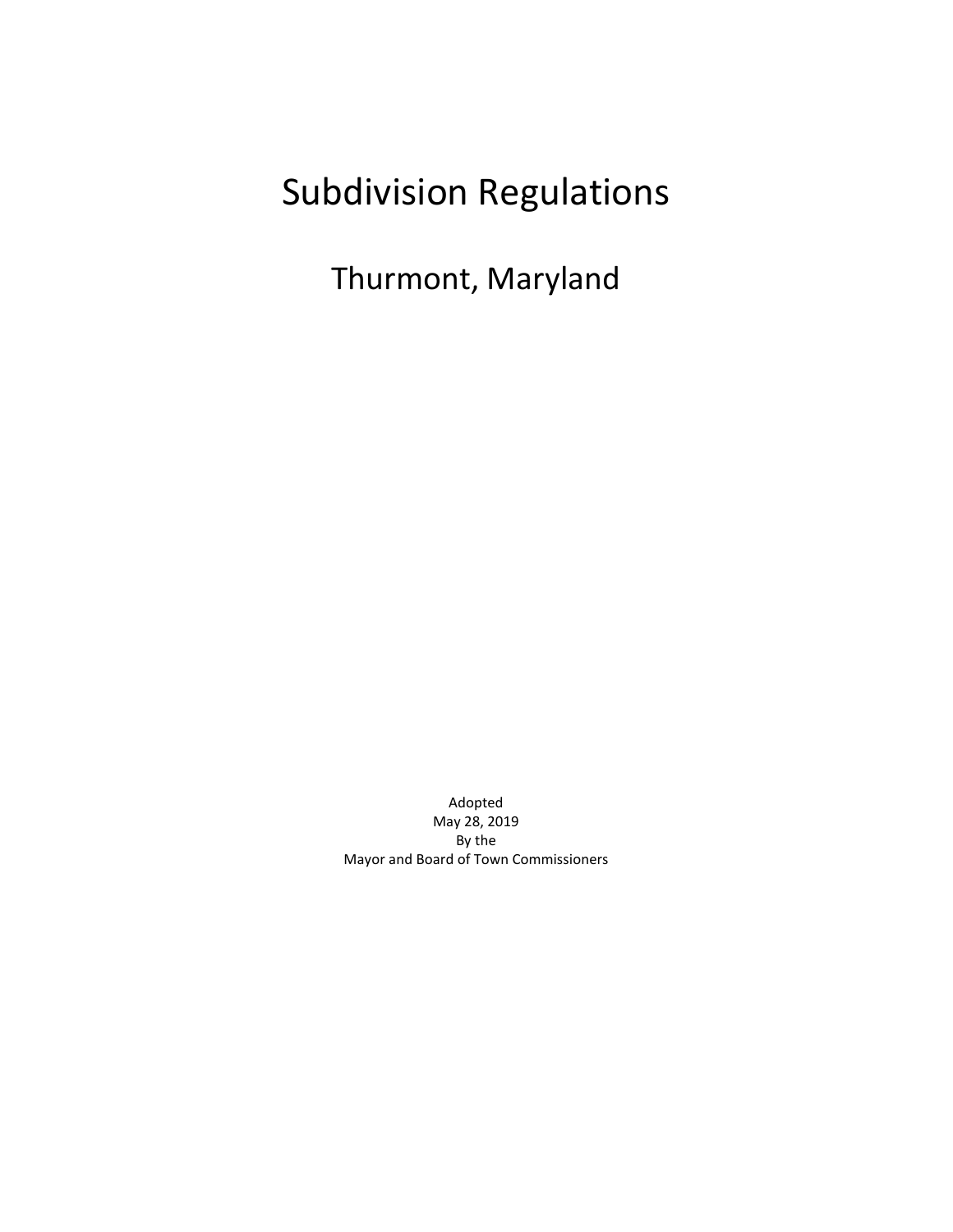# Subdivision Regulations

## Thurmont, Maryland

Adopted
May 28, 2019
By the
Mayor and Board of Town Commissioners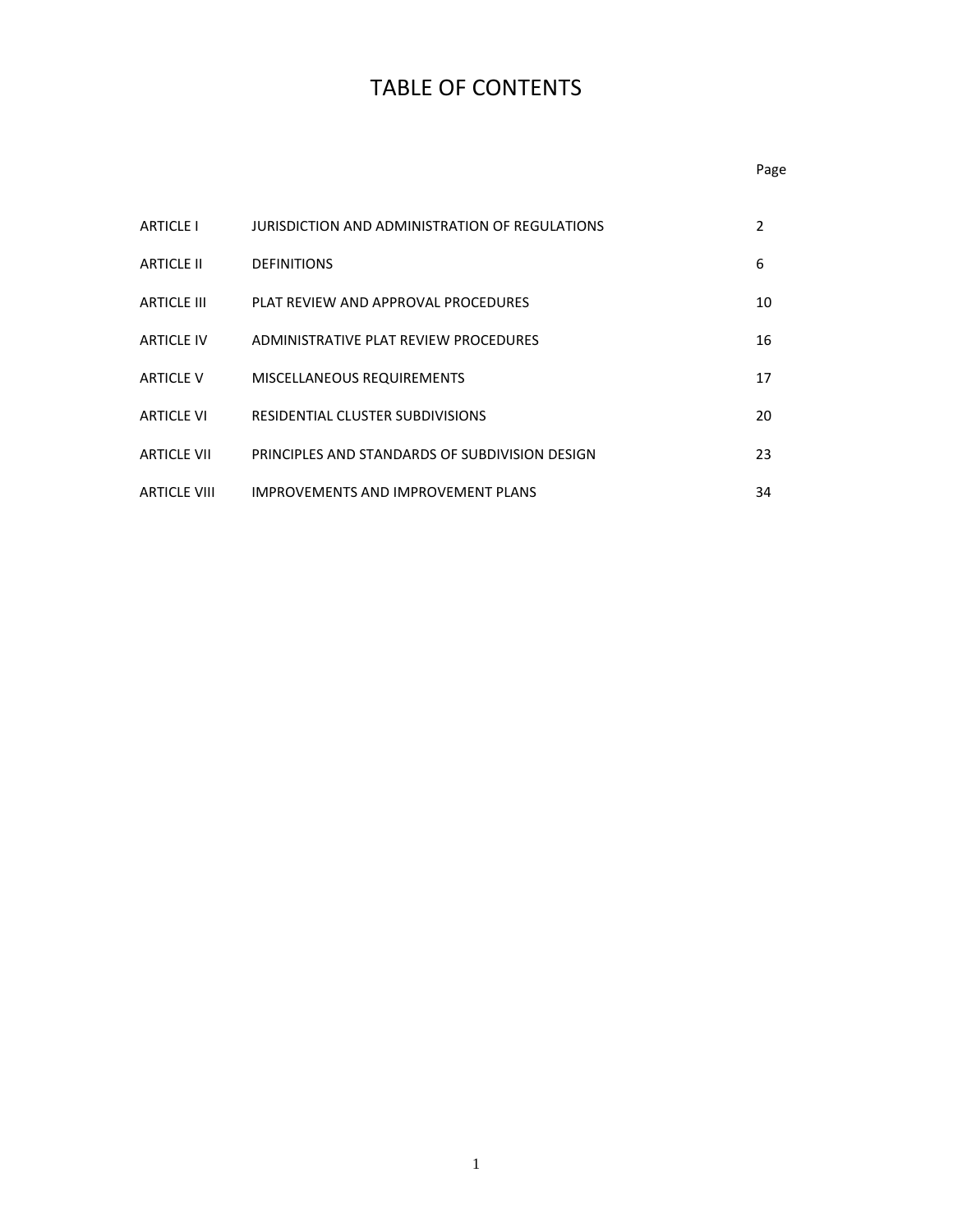# TABLE OF CONTENTS

| | | Page |
|---|---|---|
| ARTICLE I | JURISDICTION AND ADMINISTRATION OF REGULATIONS | 2 |
| ARTICLE II | DEFINITIONS | 6 |
| ARTICLE III | PLAT REVIEW AND APPROVAL PROCEDURES | 10 |
| ARTICLE IV | ADMINISTRATIVE PLAT REVIEW PROCEDURES | 16 |
| ARTICLE V | MISCELLANEOUS REQUIREMENTS | 17 |
| ARTICLE VI | RESIDENTIAL CLUSTER SUBDIVISIONS | 20 |
| ARTICLE VII | PRINCIPLES AND STANDARDS OF SUBDIVISION DESIGN | 23 |
| ARTICLE VIII | IMPROVEMENTS AND IMPROVEMENT PLANS | 34 |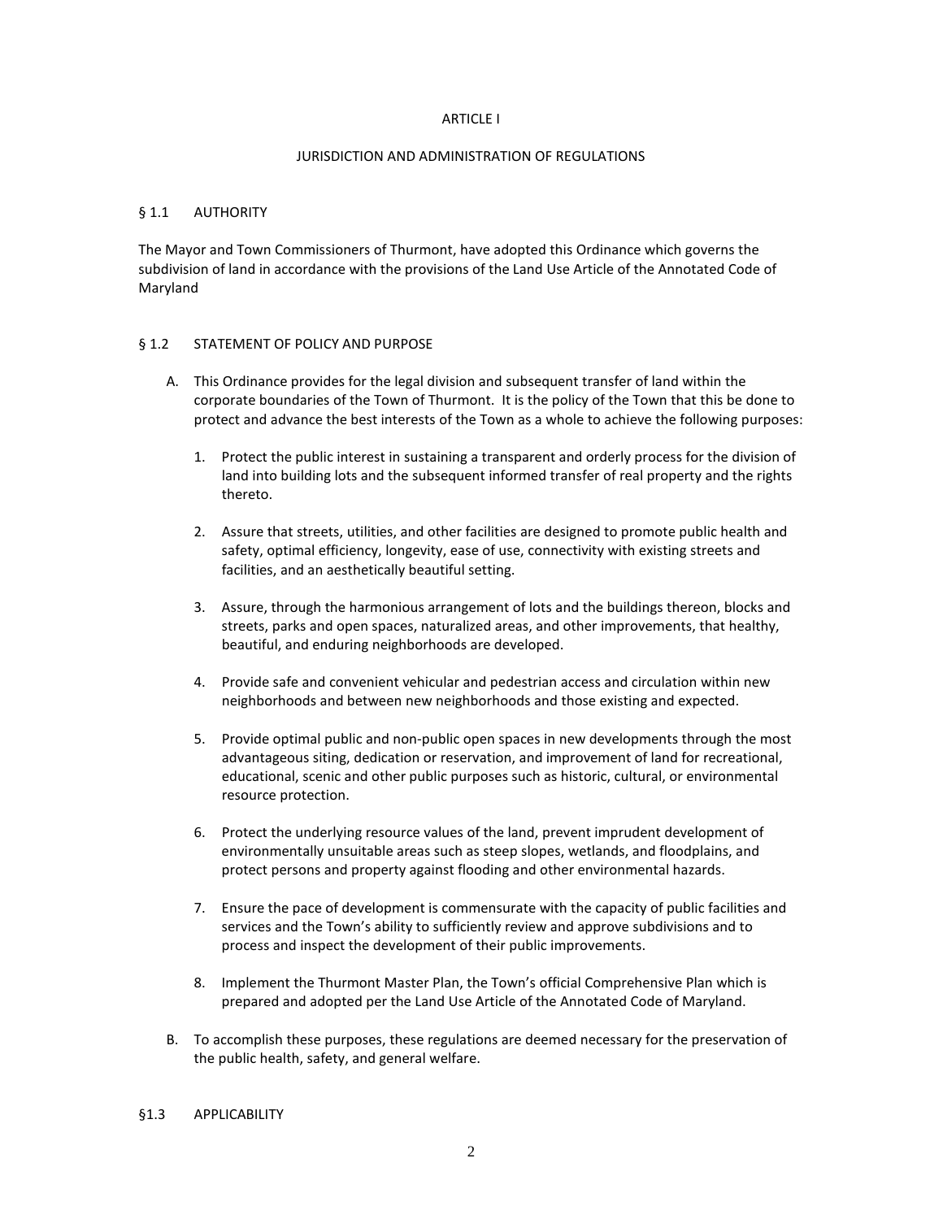# ARTICLE I

## JURISDICTION AND ADMINISTRATION OF REGULATIONS

### § 1.1 AUTHORITY

The Mayor and Town Commissioners of Thurmont, have adopted this Ordinance which governs the subdivision of land in accordance with the provisions of the Land Use Article of the Annotated Code of Maryland

### § 1.2 STATEMENT OF POLICY AND PURPOSE

A. This Ordinance provides for the legal division and subsequent transfer of land within the corporate boundaries of the Town of Thurmont. It is the policy of the Town that this be done to protect and advance the best interests of the Town as a whole to achieve the following purposes:

   1. Protect the public interest in sustaining a transparent and orderly process for the division of land into building lots and the subsequent informed transfer of real property and the rights thereto.

   2. Assure that streets, utilities, and other facilities are designed to promote public health and safety, optimal efficiency, longevity, ease of use, connectivity with existing streets and facilities, and an aesthetically beautiful setting.

   3. Assure, through the harmonious arrangement of lots and the buildings thereon, blocks and streets, parks and open spaces, naturalized areas, and other improvements, that healthy, beautiful, and enduring neighborhoods are developed.

   4. Provide safe and convenient vehicular and pedestrian access and circulation within new neighborhoods and between new neighborhoods and those existing and expected.

   5. Provide optimal public and non-public open spaces in new developments through the most advantageous siting, dedication or reservation, and improvement of land for recreational, educational, scenic and other public purposes such as historic, cultural, or environmental resource protection.

   6. Protect the underlying resource values of the land, prevent imprudent development of environmentally unsuitable areas such as steep slopes, wetlands, and floodplains, and protect persons and property against flooding and other environmental hazards.

   7. Ensure the pace of development is commensurate with the capacity of public facilities and services and the Town's ability to sufficiently review and approve subdivisions and to process and inspect the development of their public improvements.

   8. Implement the Thurmont Master Plan, the Town's official Comprehensive Plan which is prepared and adopted per the Land Use Article of the Annotated Code of Maryland.

B. To accomplish these purposes, these regulations are deemed necessary for the preservation of the public health, safety, and general welfare.

### §1.3 APPLICABILITY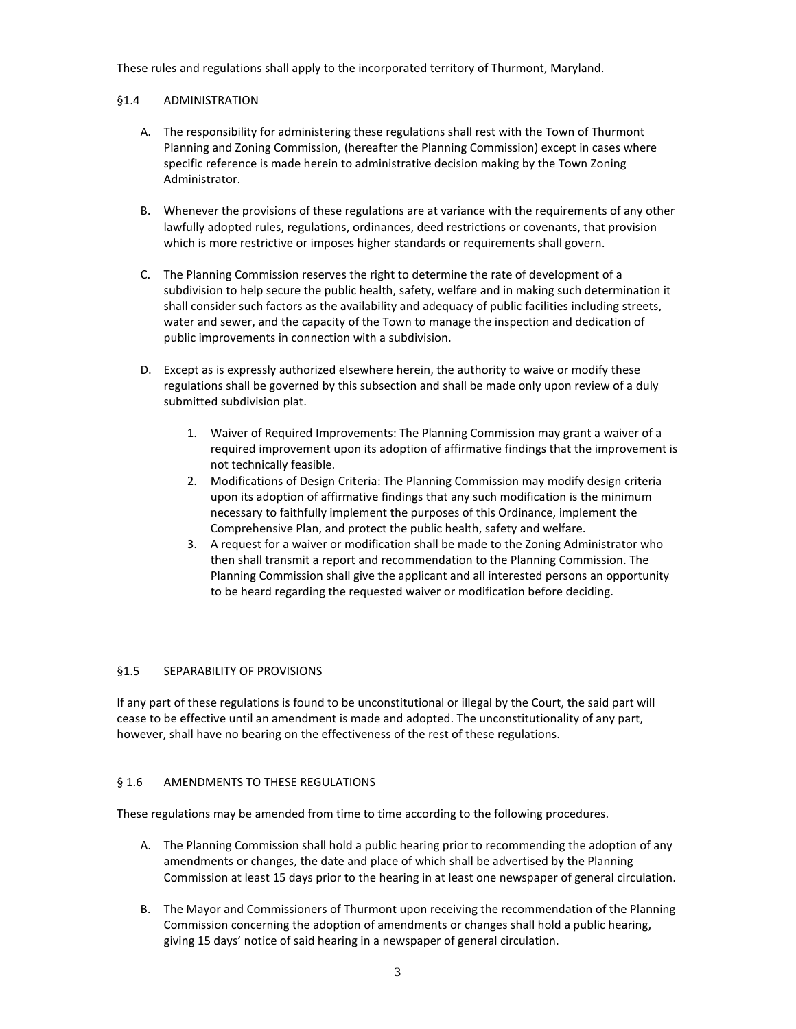These rules and regulations shall apply to the incorporated territory of Thurmont, Maryland.

## §1.4 ADMINISTRATION

A. The responsibility for administering these regulations shall rest with the Town of Thurmont Planning and Zoning Commission, (hereafter the Planning Commission) except in cases where specific reference is made herein to administrative decision making by the Town Zoning Administrator.

B. Whenever the provisions of these regulations are at variance with the requirements of any other lawfully adopted rules, regulations, ordinances, deed restrictions or covenants, that provision which is more restrictive or imposes higher standards or requirements shall govern.

C. The Planning Commission reserves the right to determine the rate of development of a subdivision to help secure the public health, safety, welfare and in making such determination it shall consider such factors as the availability and adequacy of public facilities including streets, water and sewer, and the capacity of the Town to manage the inspection and dedication of public improvements in connection with a subdivision.

D. Except as is expressly authorized elsewhere herein, the authority to waive or modify these regulations shall be governed by this subsection and shall be made only upon review of a duly submitted subdivision plat.

   1. Waiver of Required Improvements: The Planning Commission may grant a waiver of a required improvement upon its adoption of affirmative findings that the improvement is not technically feasible.
   2. Modifications of Design Criteria: The Planning Commission may modify design criteria upon its adoption of affirmative findings that any such modification is the minimum necessary to faithfully implement the purposes of this Ordinance, implement the Comprehensive Plan, and protect the public health, safety and welfare.
   3. A request for a waiver or modification shall be made to the Zoning Administrator who then shall transmit a report and recommendation to the Planning Commission. The Planning Commission shall give the applicant and all interested persons an opportunity to be heard regarding the requested waiver or modification before deciding.

## §1.5 SEPARABILITY OF PROVISIONS

If any part of these regulations is found to be unconstitutional or illegal by the Court, the said part will cease to be effective until an amendment is made and adopted. The unconstitutionality of any part, however, shall have no bearing on the effectiveness of the rest of these regulations.

## § 1.6 AMENDMENTS TO THESE REGULATIONS

These regulations may be amended from time to time according to the following procedures.

A. The Planning Commission shall hold a public hearing prior to recommending the adoption of any amendments or changes, the date and place of which shall be advertised by the Planning Commission at least 15 days prior to the hearing in at least one newspaper of general circulation.

B. The Mayor and Commissioners of Thurmont upon receiving the recommendation of the Planning Commission concerning the adoption of amendments or changes shall hold a public hearing, giving 15 days' notice of said hearing in a newspaper of general circulation.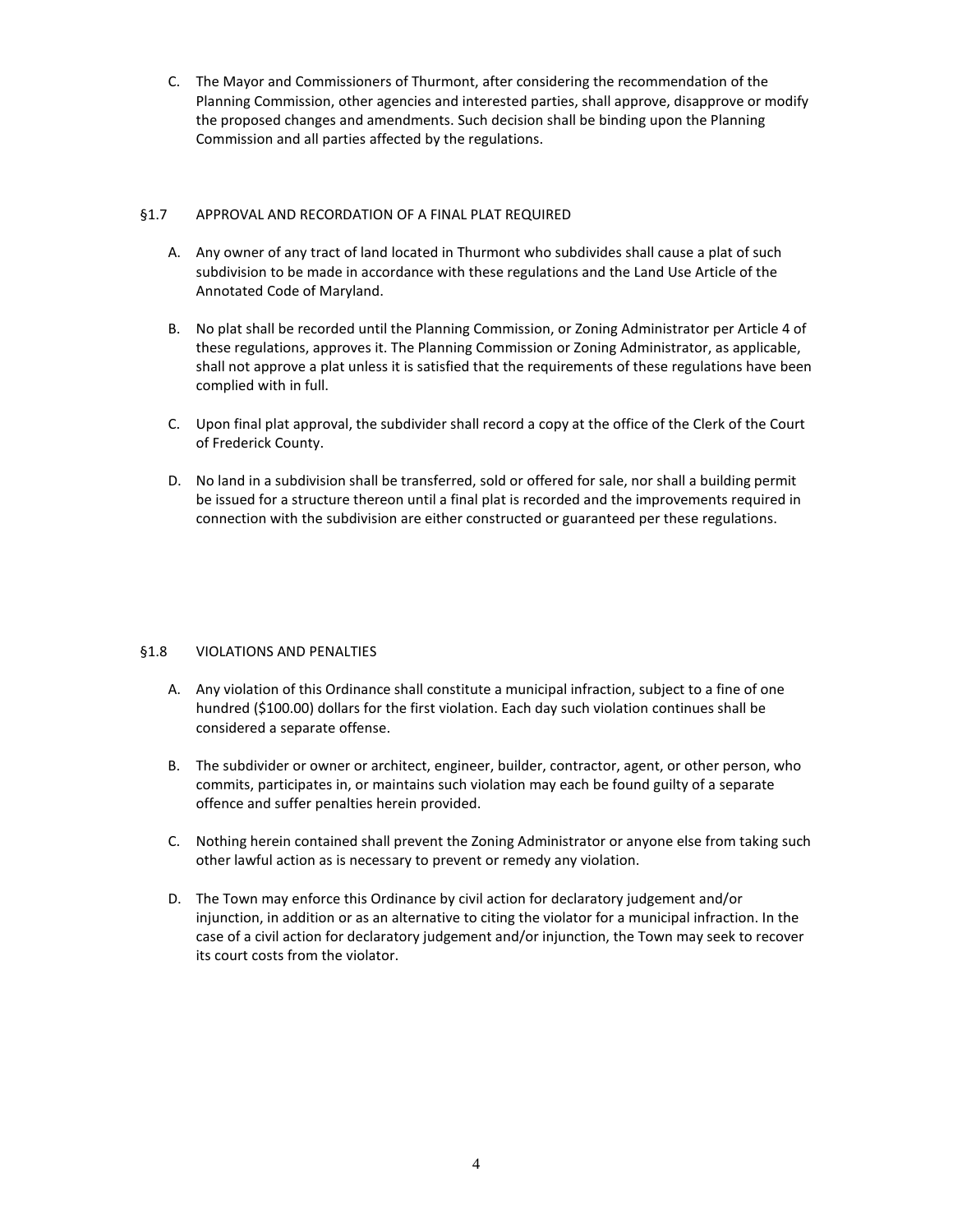C. The Mayor and Commissioners of Thurmont, after considering the recommendation of the Planning Commission, other agencies and interested parties, shall approve, disapprove or modify the proposed changes and amendments. Such decision shall be binding upon the Planning Commission and all parties affected by the regulations.

## §1.7 APPROVAL AND RECORDATION OF A FINAL PLAT REQUIRED

A. Any owner of any tract of land located in Thurmont who subdivides shall cause a plat of such subdivision to be made in accordance with these regulations and the Land Use Article of the Annotated Code of Maryland.

B. No plat shall be recorded until the Planning Commission, or Zoning Administrator per Article 4 of these regulations, approves it. The Planning Commission or Zoning Administrator, as applicable, shall not approve a plat unless it is satisfied that the requirements of these regulations have been complied with in full.

C. Upon final plat approval, the subdivider shall record a copy at the office of the Clerk of the Court of Frederick County.

D. No land in a subdivision shall be transferred, sold or offered for sale, nor shall a building permit be issued for a structure thereon until a final plat is recorded and the improvements required in connection with the subdivision are either constructed or guaranteed per these regulations.

## §1.8 VIOLATIONS AND PENALTIES

A. Any violation of this Ordinance shall constitute a municipal infraction, subject to a fine of one hundred ($100.00) dollars for the first violation. Each day such violation continues shall be considered a separate offense.

B. The subdivider or owner or architect, engineer, builder, contractor, agent, or other person, who commits, participates in, or maintains such violation may each be found guilty of a separate offence and suffer penalties herein provided.

C. Nothing herein contained shall prevent the Zoning Administrator or anyone else from taking such other lawful action as is necessary to prevent or remedy any violation.

D. The Town may enforce this Ordinance by civil action for declaratory judgement and/or injunction, in addition or as an alternative to citing the violator for a municipal infraction. In the case of a civil action for declaratory judgement and/or injunction, the Town may seek to recover its court costs from the violator.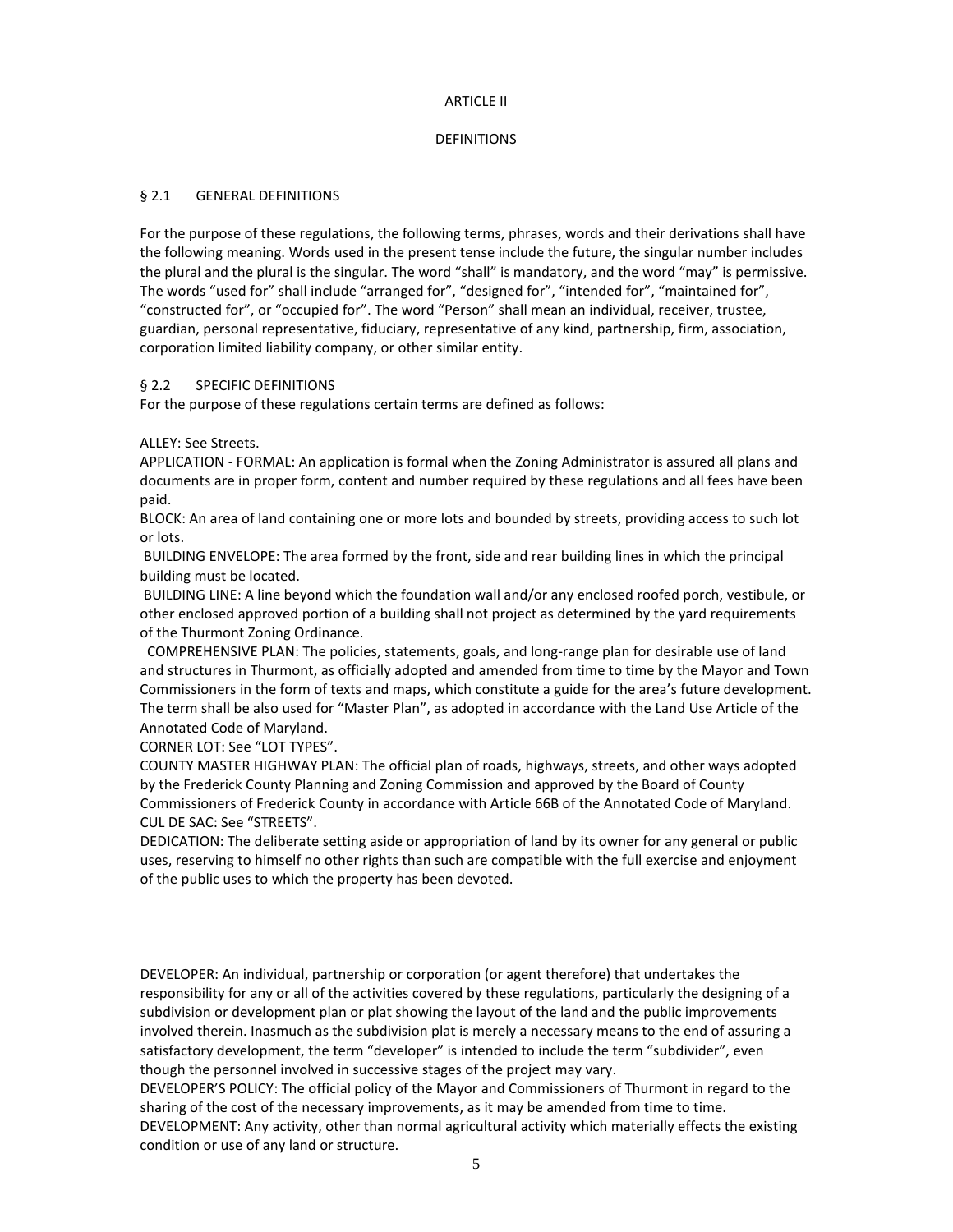# ARTICLE II

## DEFINITIONS

### § 2.1 GENERAL DEFINITIONS

For the purpose of these regulations, the following terms, phrases, words and their derivations shall have the following meaning. Words used in the present tense include the future, the singular number includes the plural and the plural is the singular. The word "shall" is mandatory, and the word "may" is permissive. The words "used for" shall include "arranged for", "designed for", "intended for", "maintained for", "constructed for", or "occupied for". The word "Person" shall mean an individual, receiver, trustee, guardian, personal representative, fiduciary, representative of any kind, partnership, firm, association, corporation limited liability company, or other similar entity.

### § 2.2 SPECIFIC DEFINITIONS

For the purpose of these regulations certain terms are defined as follows:

ALLEY: See Streets.

APPLICATION - FORMAL: An application is formal when the Zoning Administrator is assured all plans and documents are in proper form, content and number required by these regulations and all fees have been paid.

BLOCK: An area of land containing one or more lots and bounded by streets, providing access to such lot or lots.

BUILDING ENVELOPE: The area formed by the front, side and rear building lines in which the principal building must be located.

BUILDING LINE: A line beyond which the foundation wall and/or any enclosed roofed porch, vestibule, or other enclosed approved portion of a building shall not project as determined by the yard requirements of the Thurmont Zoning Ordinance.

COMPREHENSIVE PLAN: The policies, statements, goals, and long-range plan for desirable use of land and structures in Thurmont, as officially adopted and amended from time to time by the Mayor and Town Commissioners in the form of texts and maps, which constitute a guide for the area's future development. The term shall be also used for "Master Plan", as adopted in accordance with the Land Use Article of the Annotated Code of Maryland.

CORNER LOT: See "LOT TYPES".

COUNTY MASTER HIGHWAY PLAN: The official plan of roads, highways, streets, and other ways adopted by the Frederick County Planning and Zoning Commission and approved by the Board of County Commissioners of Frederick County in accordance with Article 66B of the Annotated Code of Maryland.

CUL DE SAC: See "STREETS".

DEDICATION: The deliberate setting aside or appropriation of land by its owner for any general or public uses, reserving to himself no other rights than such are compatible with the full exercise and enjoyment of the public uses to which the property has been devoted.

DEVELOPER: An individual, partnership or corporation (or agent therefore) that undertakes the responsibility for any or all of the activities covered by these regulations, particularly the designing of a subdivision or development plan or plat showing the layout of the land and the public improvements involved therein. Inasmuch as the subdivision plat is merely a necessary means to the end of assuring a satisfactory development, the term "developer" is intended to include the term "subdivider", even though the personnel involved in successive stages of the project may vary.

DEVELOPER'S POLICY: The official policy of the Mayor and Commissioners of Thurmont in regard to the sharing of the cost of the necessary improvements, as it may be amended from time to time.

DEVELOPMENT: Any activity, other than normal agricultural activity which materially effects the existing condition or use of any land or structure.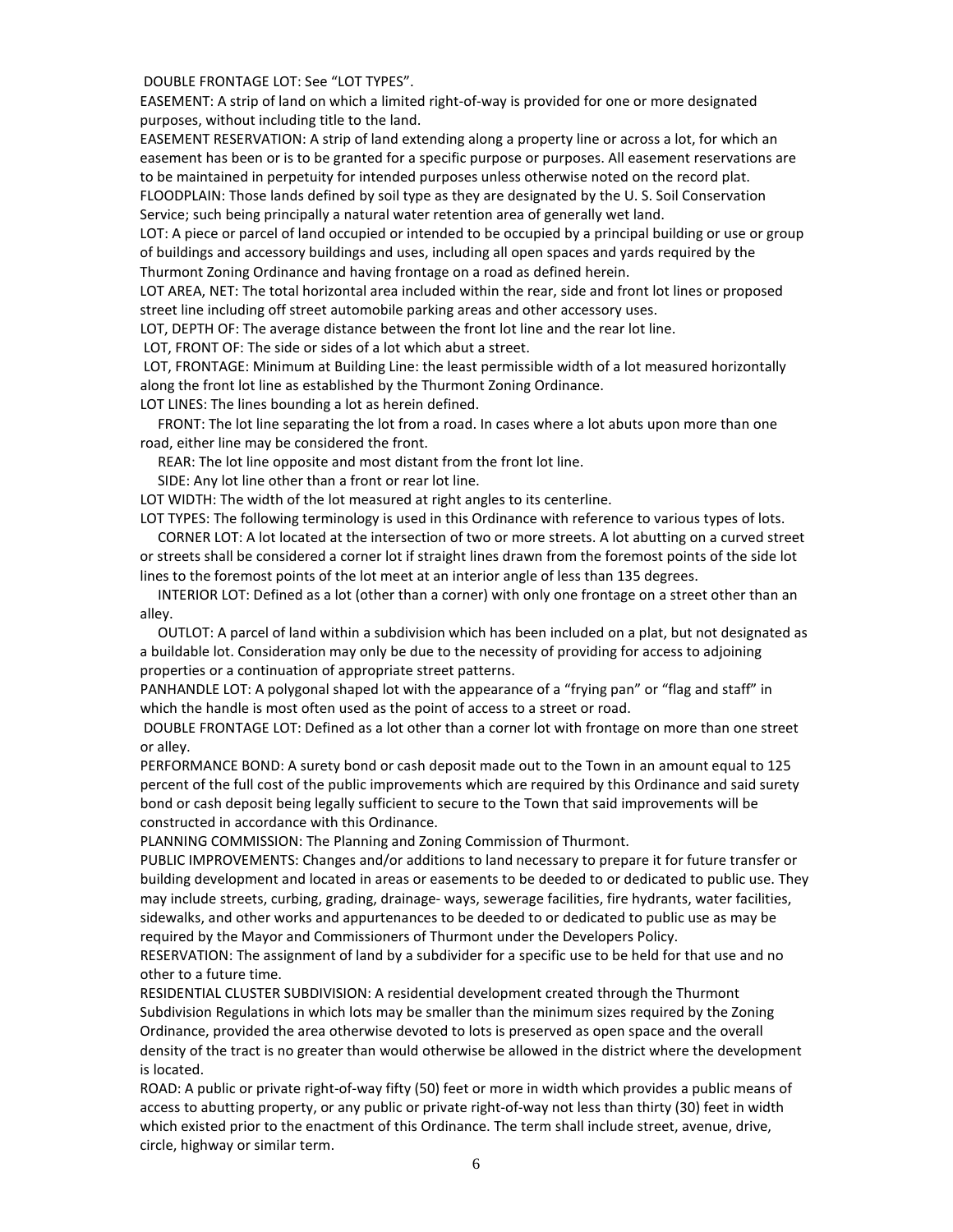DOUBLE FRONTAGE LOT: See "LOT TYPES".

EASEMENT: A strip of land on which a limited right-of-way is provided for one or more designated purposes, without including title to the land.

EASEMENT RESERVATION: A strip of land extending along a property line or across a lot, for which an easement has been or is to be granted for a specific purpose or purposes. All easement reservations are to be maintained in perpetuity for intended purposes unless otherwise noted on the record plat.

FLOODPLAIN: Those lands defined by soil type as they are designated by the U. S. Soil Conservation Service; such being principally a natural water retention area of generally wet land.

LOT: A piece or parcel of land occupied or intended to be occupied by a principal building or use or group of buildings and accessory buildings and uses, including all open spaces and yards required by the Thurmont Zoning Ordinance and having frontage on a road as defined herein.

LOT AREA, NET: The total horizontal area included within the rear, side and front lot lines or proposed street line including off street automobile parking areas and other accessory uses.

LOT, DEPTH OF: The average distance between the front lot line and the rear lot line.

LOT, FRONT OF: The side or sides of a lot which abut a street.

LOT, FRONTAGE: Minimum at Building Line: the least permissible width of a lot measured horizontally along the front lot line as established by the Thurmont Zoning Ordinance.

LOT LINES: The lines bounding a lot as herein defined.

FRONT: The lot line separating the lot from a road. In cases where a lot abuts upon more than one road, either line may be considered the front.

REAR: The lot line opposite and most distant from the front lot line.

SIDE: Any lot line other than a front or rear lot line.

LOT WIDTH: The width of the lot measured at right angles to its centerline.

LOT TYPES: The following terminology is used in this Ordinance with reference to various types of lots.

CORNER LOT: A lot located at the intersection of two or more streets. A lot abutting on a curved street or streets shall be considered a corner lot if straight lines drawn from the foremost points of the side lot lines to the foremost points of the lot meet at an interior angle of less than 135 degrees.

INTERIOR LOT: Defined as a lot (other than a corner) with only one frontage on a street other than an alley.

OUTLOT: A parcel of land within a subdivision which has been included on a plat, but not designated as a buildable lot. Consideration may only be due to the necessity of providing for access to adjoining properties or a continuation of appropriate street patterns.

PANHANDLE LOT: A polygonal shaped lot with the appearance of a "frying pan" or "flag and staff" in which the handle is most often used as the point of access to a street or road.

DOUBLE FRONTAGE LOT: Defined as a lot other than a corner lot with frontage on more than one street or alley.

PERFORMANCE BOND: A surety bond or cash deposit made out to the Town in an amount equal to 125 percent of the full cost of the public improvements which are required by this Ordinance and said surety bond or cash deposit being legally sufficient to secure to the Town that said improvements will be constructed in accordance with this Ordinance.

PLANNING COMMISSION: The Planning and Zoning Commission of Thurmont.

PUBLIC IMPROVEMENTS: Changes and/or additions to land necessary to prepare it for future transfer or building development and located in areas or easements to be deeded to or dedicated to public use. They may include streets, curbing, grading, drainage- ways, sewerage facilities, fire hydrants, water facilities, sidewalks, and other works and appurtenances to be deeded to or dedicated to public use as may be required by the Mayor and Commissioners of Thurmont under the Developers Policy.

RESERVATION: The assignment of land by a subdivider for a specific use to be held for that use and no other to a future time.

RESIDENTIAL CLUSTER SUBDIVISION: A residential development created through the Thurmont Subdivision Regulations in which lots may be smaller than the minimum sizes required by the Zoning Ordinance, provided the area otherwise devoted to lots is preserved as open space and the overall density of the tract is no greater than would otherwise be allowed in the district where the development is located.

ROAD: A public or private right-of-way fifty (50) feet or more in width which provides a public means of access to abutting property, or any public or private right-of-way not less than thirty (30) feet in width which existed prior to the enactment of this Ordinance. The term shall include street, avenue, drive, circle, highway or similar term.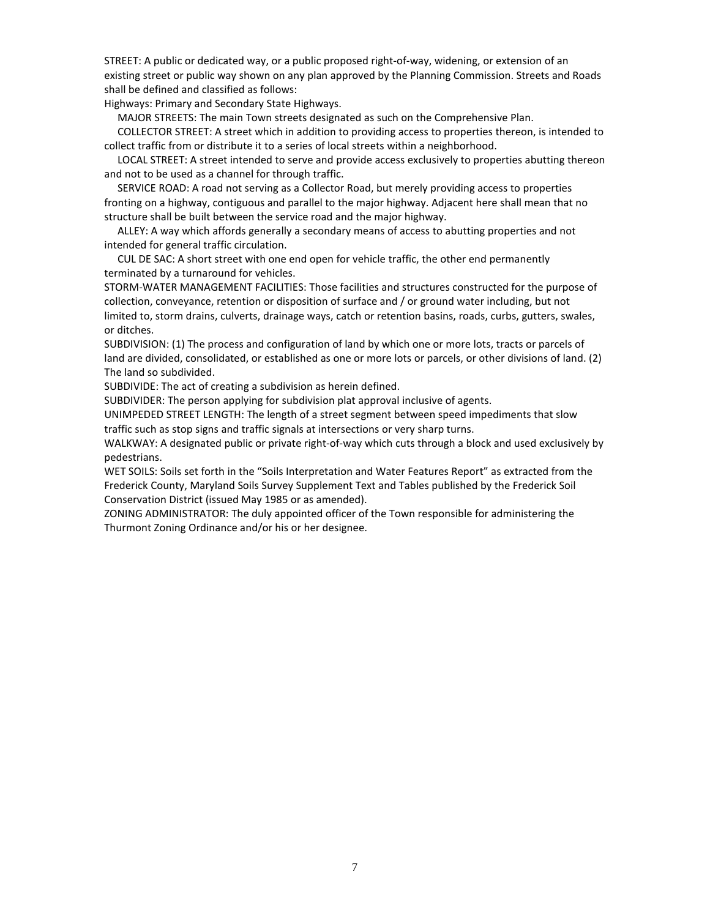STREET: A public or dedicated way, or a public proposed right-of-way, widening, or extension of an existing street or public way shown on any plan approved by the Planning Commission. Streets and Roads shall be defined and classified as follows:

Highways: Primary and Secondary State Highways.

MAJOR STREETS: The main Town streets designated as such on the Comprehensive Plan.

COLLECTOR STREET: A street which in addition to providing access to properties thereon, is intended to collect traffic from or distribute it to a series of local streets within a neighborhood.

LOCAL STREET: A street intended to serve and provide access exclusively to properties abutting thereon and not to be used as a channel for through traffic.

SERVICE ROAD: A road not serving as a Collector Road, but merely providing access to properties fronting on a highway, contiguous and parallel to the major highway. Adjacent here shall mean that no structure shall be built between the service road and the major highway.

ALLEY: A way which affords generally a secondary means of access to abutting properties and not intended for general traffic circulation.

CUL DE SAC: A short street with one end open for vehicle traffic, the other end permanently terminated by a turnaround for vehicles.

STORM-WATER MANAGEMENT FACILITIES: Those facilities and structures constructed for the purpose of collection, conveyance, retention or disposition of surface and / or ground water including, but not limited to, storm drains, culverts, drainage ways, catch or retention basins, roads, curbs, gutters, swales, or ditches.

SUBDIVISION: (1) The process and configuration of land by which one or more lots, tracts or parcels of land are divided, consolidated, or established as one or more lots or parcels, or other divisions of land. (2) The land so subdivided.

SUBDIVIDE: The act of creating a subdivision as herein defined.

SUBDIVIDER: The person applying for subdivision plat approval inclusive of agents.

UNIMPEDED STREET LENGTH: The length of a street segment between speed impediments that slow traffic such as stop signs and traffic signals at intersections or very sharp turns.

WALKWAY: A designated public or private right-of-way which cuts through a block and used exclusively by pedestrians.

WET SOILS: Soils set forth in the "Soils Interpretation and Water Features Report" as extracted from the Frederick County, Maryland Soils Survey Supplement Text and Tables published by the Frederick Soil Conservation District (issued May 1985 or as amended).

ZONING ADMINISTRATOR: The duly appointed officer of the Town responsible for administering the Thurmont Zoning Ordinance and/or his or her designee.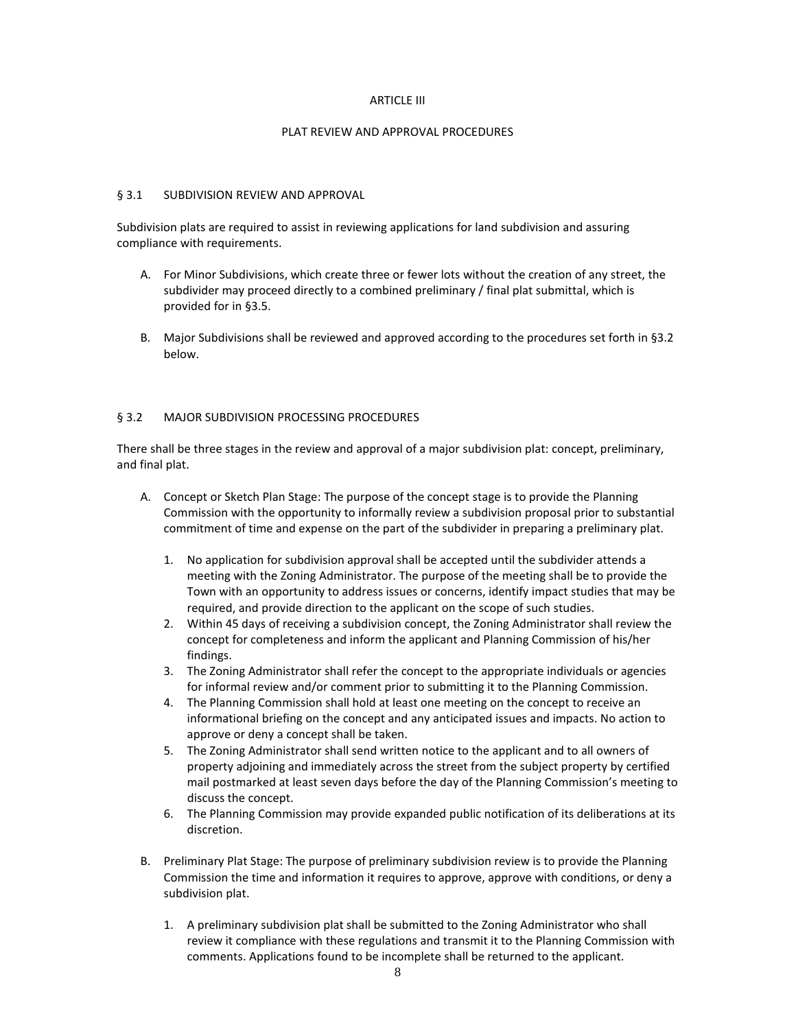# ARTICLE III

## PLAT REVIEW AND APPROVAL PROCEDURES

### § 3.1 SUBDIVISION REVIEW AND APPROVAL

Subdivision plats are required to assist in reviewing applications for land subdivision and assuring compliance with requirements.

A. For Minor Subdivisions, which create three or fewer lots without the creation of any street, the subdivider may proceed directly to a combined preliminary / final plat submittal, which is provided for in §3.5.

B. Major Subdivisions shall be reviewed and approved according to the procedures set forth in §3.2 below.

### § 3.2 MAJOR SUBDIVISION PROCESSING PROCEDURES

There shall be three stages in the review and approval of a major subdivision plat: concept, preliminary, and final plat.

A. Concept or Sketch Plan Stage: The purpose of the concept stage is to provide the Planning Commission with the opportunity to informally review a subdivision proposal prior to substantial commitment of time and expense on the part of the subdivider in preparing a preliminary plat.

   1. No application for subdivision approval shall be accepted until the subdivider attends a meeting with the Zoning Administrator. The purpose of the meeting shall be to provide the Town with an opportunity to address issues or concerns, identify impact studies that may be required, and provide direction to the applicant on the scope of such studies.
   2. Within 45 days of receiving a subdivision concept, the Zoning Administrator shall review the concept for completeness and inform the applicant and Planning Commission of his/her findings.
   3. The Zoning Administrator shall refer the concept to the appropriate individuals or agencies for informal review and/or comment prior to submitting it to the Planning Commission.
   4. The Planning Commission shall hold at least one meeting on the concept to receive an informational briefing on the concept and any anticipated issues and impacts. No action to approve or deny a concept shall be taken.
   5. The Zoning Administrator shall send written notice to the applicant and to all owners of property adjoining and immediately across the street from the subject property by certified mail postmarked at least seven days before the day of the Planning Commission's meeting to discuss the concept.
   6. The Planning Commission may provide expanded public notification of its deliberations at its discretion.

B. Preliminary Plat Stage: The purpose of preliminary subdivision review is to provide the Planning Commission the time and information it requires to approve, approve with conditions, or deny a subdivision plat.

   1. A preliminary subdivision plat shall be submitted to the Zoning Administrator who shall review it compliance with these regulations and transmit it to the Planning Commission with comments. Applications found to be incomplete shall be returned to the applicant.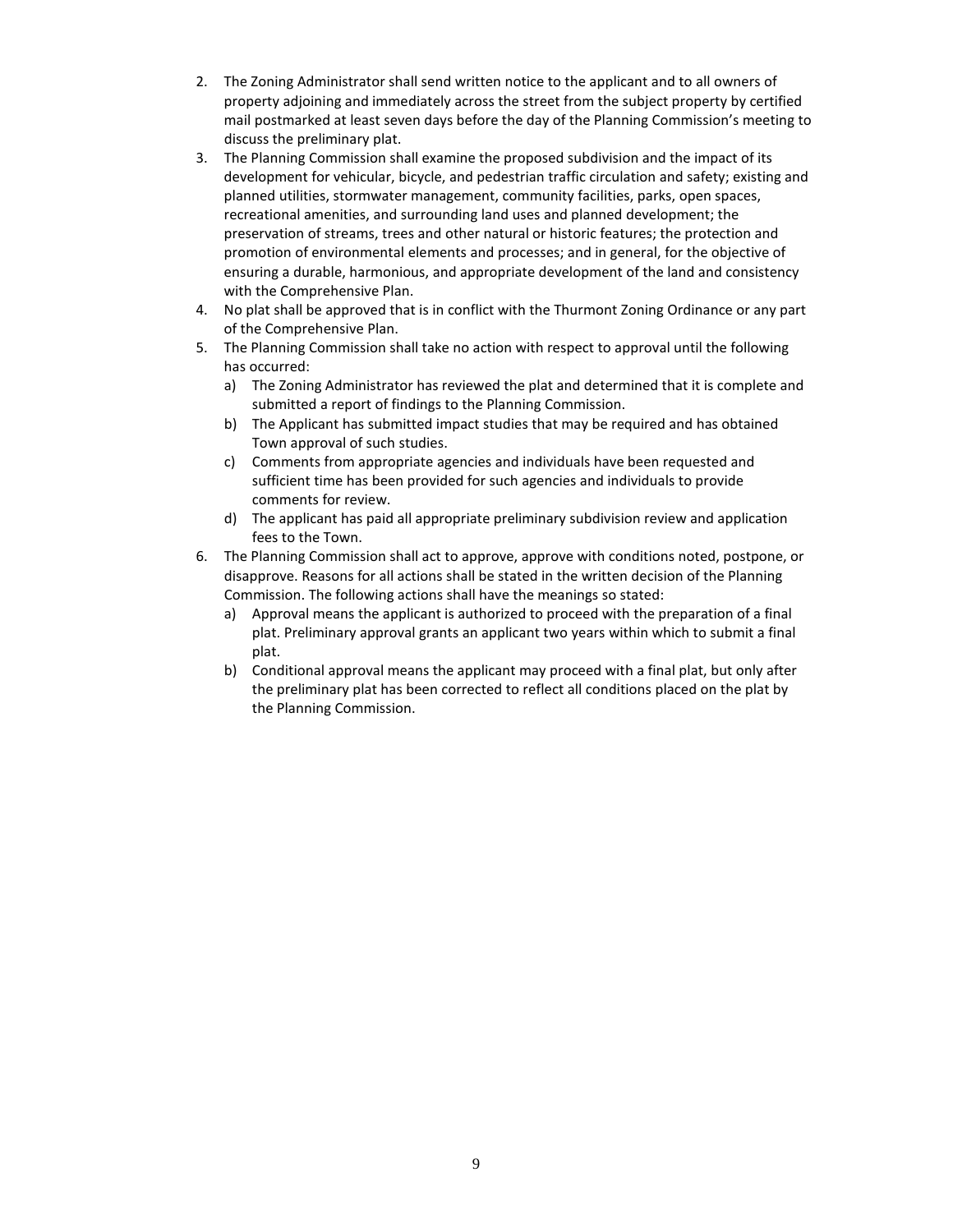2. The Zoning Administrator shall send written notice to the applicant and to all owners of property adjoining and immediately across the street from the subject property by certified mail postmarked at least seven days before the day of the Planning Commission's meeting to discuss the preliminary plat.
3. The Planning Commission shall examine the proposed subdivision and the impact of its development for vehicular, bicycle, and pedestrian traffic circulation and safety; existing and planned utilities, stormwater management, community facilities, parks, open spaces, recreational amenities, and surrounding land uses and planned development; the preservation of streams, trees and other natural or historic features; the protection and promotion of environmental elements and processes; and in general, for the objective of ensuring a durable, harmonious, and appropriate development of the land and consistency with the Comprehensive Plan.
4. No plat shall be approved that is in conflict with the Thurmont Zoning Ordinance or any part of the Comprehensive Plan.
5. The Planning Commission shall take no action with respect to approval until the following has occurred:
   a) The Zoning Administrator has reviewed the plat and determined that it is complete and submitted a report of findings to the Planning Commission.
   b) The Applicant has submitted impact studies that may be required and has obtained Town approval of such studies.
   c) Comments from appropriate agencies and individuals have been requested and sufficient time has been provided for such agencies and individuals to provide comments for review.
   d) The applicant has paid all appropriate preliminary subdivision review and application fees to the Town.
6. The Planning Commission shall act to approve, approve with conditions noted, postpone, or disapprove. Reasons for all actions shall be stated in the written decision of the Planning Commission. The following actions shall have the meanings so stated:
   a) Approval means the applicant is authorized to proceed with the preparation of a final plat. Preliminary approval grants an applicant two years within which to submit a final plat.
   b) Conditional approval means the applicant may proceed with a final plat, but only after the preliminary plat has been corrected to reflect all conditions placed on the plat by the Planning Commission.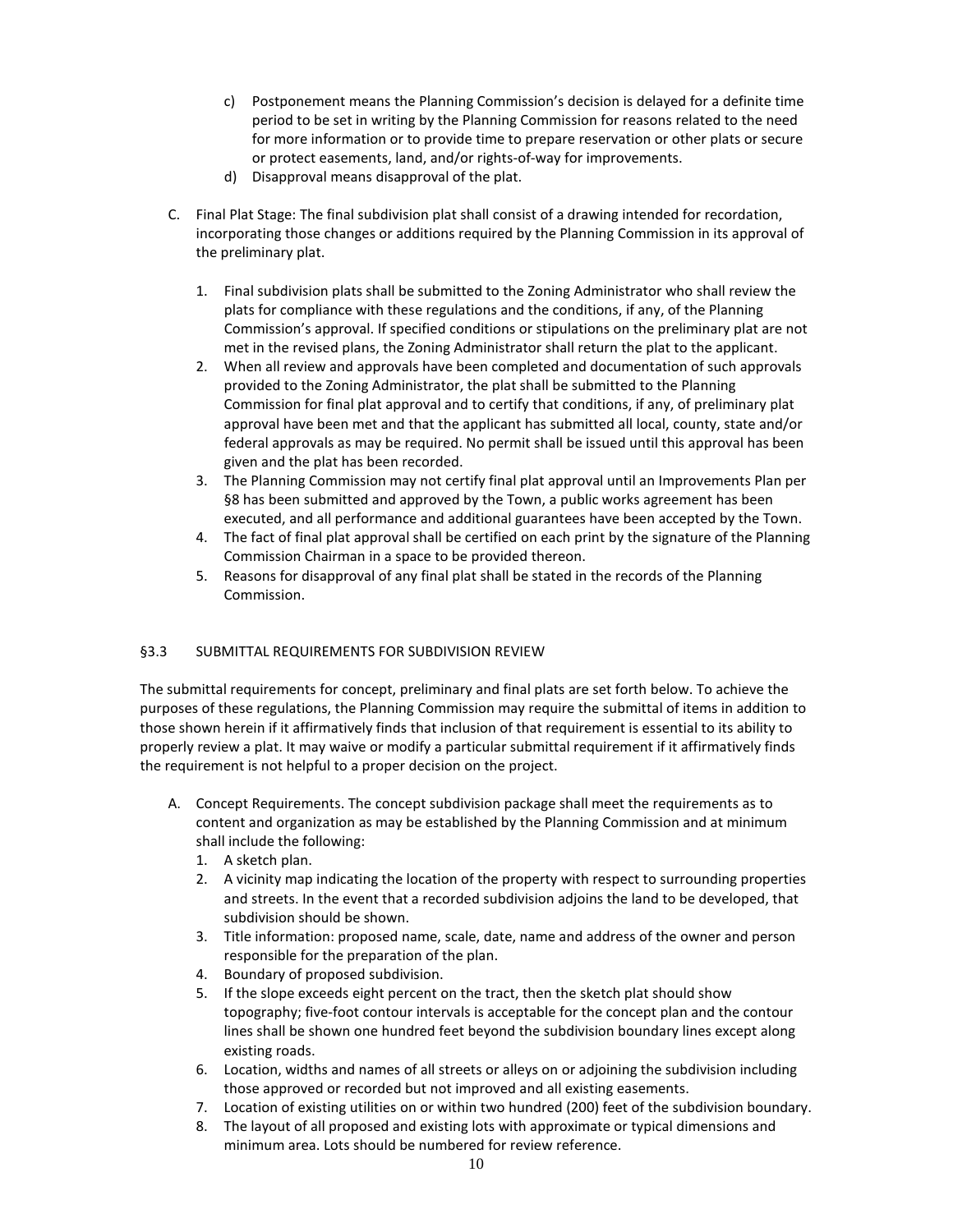c) Postponement means the Planning Commission's decision is delayed for a definite time period to be set in writing by the Planning Commission for reasons related to the need for more information or to provide time to prepare reservation or other plats or secure or protect easements, land, and/or rights-of-way for improvements.

d) Disapproval means disapproval of the plat.

C. Final Plat Stage: The final subdivision plat shall consist of a drawing intended for recordation, incorporating those changes or additions required by the Planning Commission in its approval of the preliminary plat.

1. Final subdivision plats shall be submitted to the Zoning Administrator who shall review the plats for compliance with these regulations and the conditions, if any, of the Planning Commission's approval. If specified conditions or stipulations on the preliminary plat are not met in the revised plans, the Zoning Administrator shall return the plat to the applicant.
2. When all review and approvals have been completed and documentation of such approvals provided to the Zoning Administrator, the plat shall be submitted to the Planning Commission for final plat approval and to certify that conditions, if any, of preliminary plat approval have been met and that the applicant has submitted all local, county, state and/or federal approvals as may be required. No permit shall be issued until this approval has been given and the plat has been recorded.
3. The Planning Commission may not certify final plat approval until an Improvements Plan per §8 has been submitted and approved by the Town, a public works agreement has been executed, and all performance and additional guarantees have been accepted by the Town.
4. The fact of final plat approval shall be certified on each print by the signature of the Planning Commission Chairman in a space to be provided thereon.
5. Reasons for disapproval of any final plat shall be stated in the records of the Planning Commission.

## §3.3 SUBMITTAL REQUIREMENTS FOR SUBDIVISION REVIEW

The submittal requirements for concept, preliminary and final plats are set forth below. To achieve the purposes of these regulations, the Planning Commission may require the submittal of items in addition to those shown herein if it affirmatively finds that inclusion of that requirement is essential to its ability to properly review a plat. It may waive or modify a particular submittal requirement if it affirmatively finds the requirement is not helpful to a proper decision on the project.

A. Concept Requirements. The concept subdivision package shall meet the requirements as to content and organization as may be established by the Planning Commission and at minimum shall include the following:

1. A sketch plan.
2. A vicinity map indicating the location of the property with respect to surrounding properties and streets. In the event that a recorded subdivision adjoins the land to be developed, that subdivision should be shown.
3. Title information: proposed name, scale, date, name and address of the owner and person responsible for the preparation of the plan.
4. Boundary of proposed subdivision.
5. If the slope exceeds eight percent on the tract, then the sketch plat should show topography; five-foot contour intervals is acceptable for the concept plan and the contour lines shall be shown one hundred feet beyond the subdivision boundary lines except along existing roads.
6. Location, widths and names of all streets or alleys on or adjoining the subdivision including those approved or recorded but not improved and all existing easements.
7. Location of existing utilities on or within two hundred (200) feet of the subdivision boundary.
8. The layout of all proposed and existing lots with approximate or typical dimensions and minimum area. Lots should be numbered for review reference.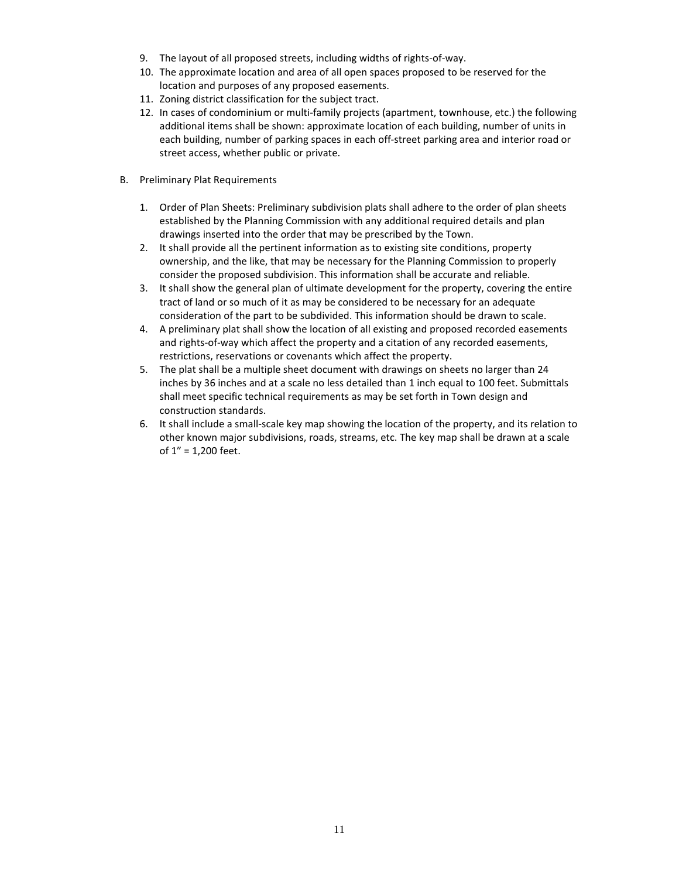9. The layout of all proposed streets, including widths of rights-of-way.
10. The approximate location and area of all open spaces proposed to be reserved for the location and purposes of any proposed easements.
11. Zoning district classification for the subject tract.
12. In cases of condominium or multi-family projects (apartment, townhouse, etc.) the following additional items shall be shown: approximate location of each building, number of units in each building, number of parking spaces in each off-street parking area and interior road or street access, whether public or private.

B. Preliminary Plat Requirements

1. Order of Plan Sheets: Preliminary subdivision plats shall adhere to the order of plan sheets established by the Planning Commission with any additional required details and plan drawings inserted into the order that may be prescribed by the Town.
2. It shall provide all the pertinent information as to existing site conditions, property ownership, and the like, that may be necessary for the Planning Commission to properly consider the proposed subdivision. This information shall be accurate and reliable.
3. It shall show the general plan of ultimate development for the property, covering the entire tract of land or so much of it as may be considered to be necessary for an adequate consideration of the part to be subdivided. This information should be drawn to scale.
4. A preliminary plat shall show the location of all existing and proposed recorded easements and rights-of-way which affect the property and a citation of any recorded easements, restrictions, reservations or covenants which affect the property.
5. The plat shall be a multiple sheet document with drawings on sheets no larger than 24 inches by 36 inches and at a scale no less detailed than 1 inch equal to 100 feet. Submittals shall meet specific technical requirements as may be set forth in Town design and construction standards.
6. It shall include a small-scale key map showing the location of the property, and its relation to other known major subdivisions, roads, streams, etc. The key map shall be drawn at a scale of 1" = 1,200 feet.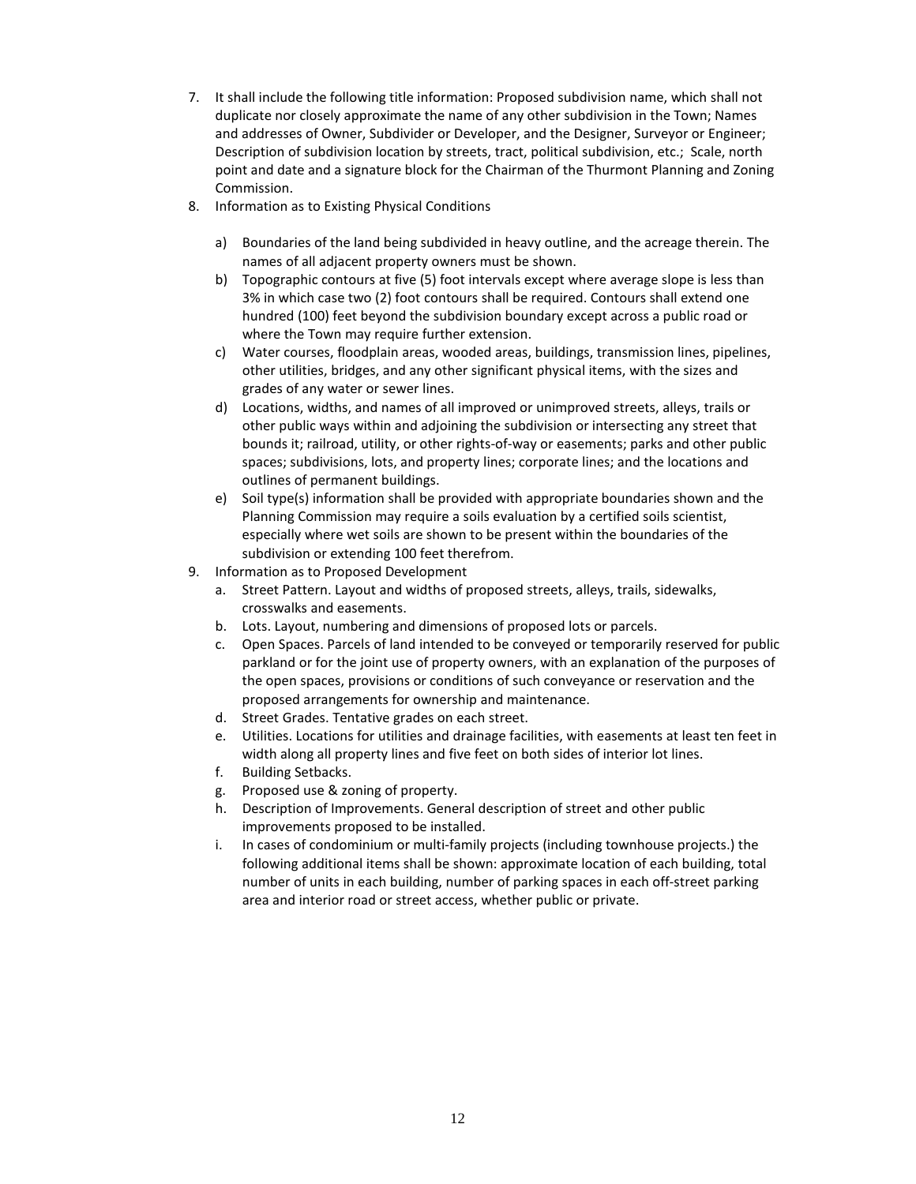7. It shall include the following title information: Proposed subdivision name, which shall not duplicate nor closely approximate the name of any other subdivision in the Town; Names and addresses of Owner, Subdivider or Developer, and the Designer, Surveyor or Engineer; Description of subdivision location by streets, tract, political subdivision, etc.; Scale, north point and date and a signature block for the Chairman of the Thurmont Planning and Zoning Commission.
8. Information as to Existing Physical Conditions

   a) Boundaries of the land being subdivided in heavy outline, and the acreage therein. The names of all adjacent property owners must be shown.
   b) Topographic contours at five (5) foot intervals except where average slope is less than 3% in which case two (2) foot contours shall be required. Contours shall extend one hundred (100) feet beyond the subdivision boundary except across a public road or where the Town may require further extension.
   c) Water courses, floodplain areas, wooded areas, buildings, transmission lines, pipelines, other utilities, bridges, and any other significant physical items, with the sizes and grades of any water or sewer lines.
   d) Locations, widths, and names of all improved or unimproved streets, alleys, trails or other public ways within and adjoining the subdivision or intersecting any street that bounds it; railroad, utility, or other rights-of-way or easements; parks and other public spaces; subdivisions, lots, and property lines; corporate lines; and the locations and outlines of permanent buildings.
   e) Soil type(s) information shall be provided with appropriate boundaries shown and the Planning Commission may require a soils evaluation by a certified soils scientist, especially where wet soils are shown to be present within the boundaries of the subdivision or extending 100 feet therefrom.
9. Information as to Proposed Development
   a. Street Pattern. Layout and widths of proposed streets, alleys, trails, sidewalks, crosswalks and easements.
   b. Lots. Layout, numbering and dimensions of proposed lots or parcels.
   c. Open Spaces. Parcels of land intended to be conveyed or temporarily reserved for public parkland or for the joint use of property owners, with an explanation of the purposes of the open spaces, provisions or conditions of such conveyance or reservation and the proposed arrangements for ownership and maintenance.
   d. Street Grades. Tentative grades on each street.
   e. Utilities. Locations for utilities and drainage facilities, with easements at least ten feet in width along all property lines and five feet on both sides of interior lot lines.
   f. Building Setbacks.
   g. Proposed use & zoning of property.
   h. Description of Improvements. General description of street and other public improvements proposed to be installed.
   i. In cases of condominium or multi-family projects (including townhouse projects.) the following additional items shall be shown: approximate location of each building, total number of units in each building, number of parking spaces in each off-street parking area and interior road or street access, whether public or private.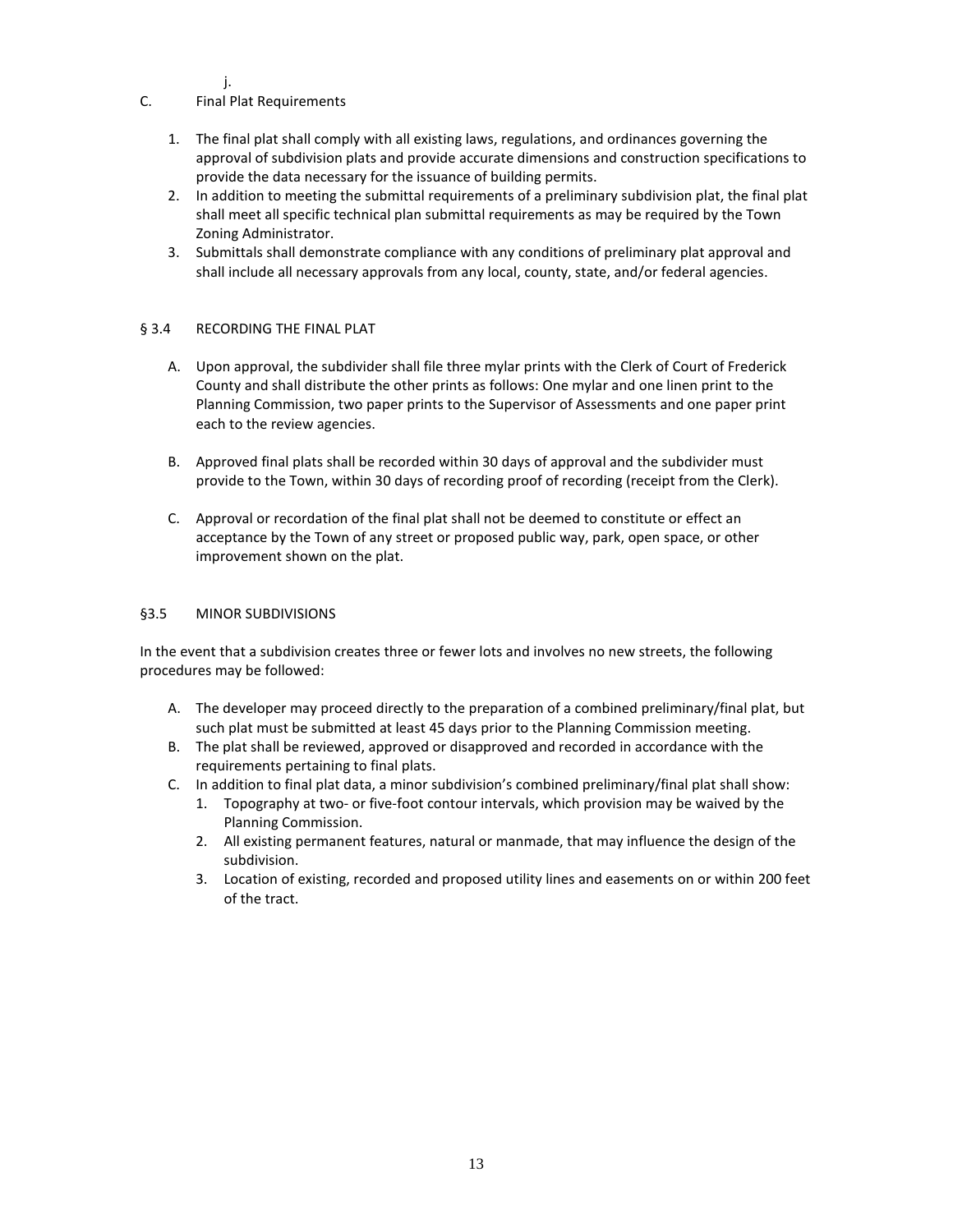j.

C. Final Plat Requirements

1. The final plat shall comply with all existing laws, regulations, and ordinances governing the approval of subdivision plats and provide accurate dimensions and construction specifications to provide the data necessary for the issuance of building permits.
2. In addition to meeting the submittal requirements of a preliminary subdivision plat, the final plat shall meet all specific technical plan submittal requirements as may be required by the Town Zoning Administrator.
3. Submittals shall demonstrate compliance with any conditions of preliminary plat approval and shall include all necessary approvals from any local, county, state, and/or federal agencies.

## § 3.4 RECORDING THE FINAL PLAT

A. Upon approval, the subdivider shall file three mylar prints with the Clerk of Court of Frederick County and shall distribute the other prints as follows: One mylar and one linen print to the Planning Commission, two paper prints to the Supervisor of Assessments and one paper print each to the review agencies.

B. Approved final plats shall be recorded within 30 days of approval and the subdivider must provide to the Town, within 30 days of recording proof of recording (receipt from the Clerk).

C. Approval or recordation of the final plat shall not be deemed to constitute or effect an acceptance by the Town of any street or proposed public way, park, open space, or other improvement shown on the plat.

## §3.5 MINOR SUBDIVISIONS

In the event that a subdivision creates three or fewer lots and involves no new streets, the following procedures may be followed:

A. The developer may proceed directly to the preparation of a combined preliminary/final plat, but such plat must be submitted at least 45 days prior to the Planning Commission meeting.
B. The plat shall be reviewed, approved or disapproved and recorded in accordance with the requirements pertaining to final plats.
C. In addition to final plat data, a minor subdivision's combined preliminary/final plat shall show:
   1. Topography at two- or five-foot contour intervals, which provision may be waived by the Planning Commission.
   2. All existing permanent features, natural or manmade, that may influence the design of the subdivision.
   3. Location of existing, recorded and proposed utility lines and easements on or within 200 feet of the tract.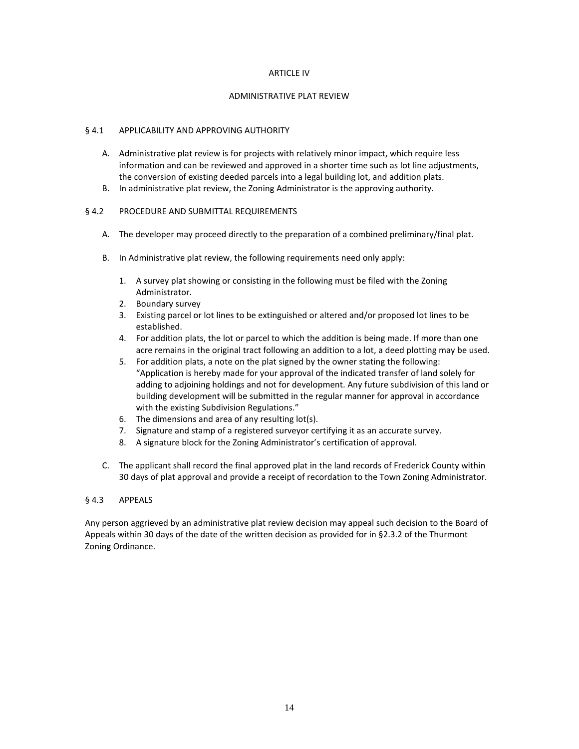# ARTICLE IV

# ADMINISTRATIVE PLAT REVIEW

## § 4.1 APPLICABILITY AND APPROVING AUTHORITY

A. Administrative plat review is for projects with relatively minor impact, which require less information and can be reviewed and approved in a shorter time such as lot line adjustments, the conversion of existing deeded parcels into a legal building lot, and addition plats.

B. In administrative plat review, the Zoning Administrator is the approving authority.

## § 4.2 PROCEDURE AND SUBMITTAL REQUIREMENTS

A. The developer may proceed directly to the preparation of a combined preliminary/final plat.

B. In Administrative plat review, the following requirements need only apply:

1. A survey plat showing or consisting in the following must be filed with the Zoning Administrator.
2. Boundary survey
3. Existing parcel or lot lines to be extinguished or altered and/or proposed lot lines to be established.
4. For addition plats, the lot or parcel to which the addition is being made. If more than one acre remains in the original tract following an addition to a lot, a deed plotting may be used.
5. For addition plats, a note on the plat signed by the owner stating the following: "Application is hereby made for your approval of the indicated transfer of land solely for adding to adjoining holdings and not for development. Any future subdivision of this land or building development will be submitted in the regular manner for approval in accordance with the existing Subdivision Regulations."
6. The dimensions and area of any resulting lot(s).
7. Signature and stamp of a registered surveyor certifying it as an accurate survey.
8. A signature block for the Zoning Administrator's certification of approval.

C. The applicant shall record the final approved plat in the land records of Frederick County within 30 days of plat approval and provide a receipt of recordation to the Town Zoning Administrator.

## § 4.3 APPEALS

Any person aggrieved by an administrative plat review decision may appeal such decision to the Board of Appeals within 30 days of the date of the written decision as provided for in §2.3.2 of the Thurmont Zoning Ordinance.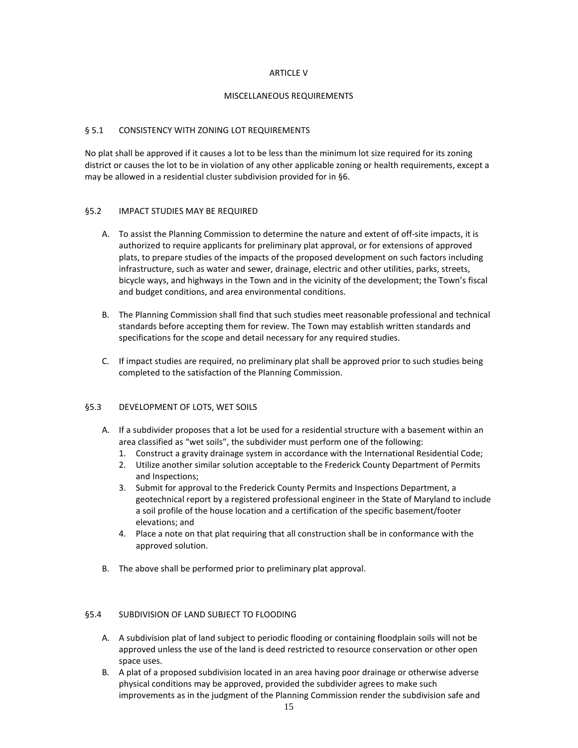# ARTICLE V

## MISCELLANEOUS REQUIREMENTS

### § 5.1 CONSISTENCY WITH ZONING LOT REQUIREMENTS

No plat shall be approved if it causes a lot to be less than the minimum lot size required for its zoning district or causes the lot to be in violation of any other applicable zoning or health requirements, except a may be allowed in a residential cluster subdivision provided for in §6.

### §5.2 IMPACT STUDIES MAY BE REQUIRED

A. To assist the Planning Commission to determine the nature and extent of off-site impacts, it is authorized to require applicants for preliminary plat approval, or for extensions of approved plats, to prepare studies of the impacts of the proposed development on such factors including infrastructure, such as water and sewer, drainage, electric and other utilities, parks, streets, bicycle ways, and highways in the Town and in the vicinity of the development; the Town's fiscal and budget conditions, and area environmental conditions.

B. The Planning Commission shall find that such studies meet reasonable professional and technical standards before accepting them for review. The Town may establish written standards and specifications for the scope and detail necessary for any required studies.

C. If impact studies are required, no preliminary plat shall be approved prior to such studies being completed to the satisfaction of the Planning Commission.

### §5.3 DEVELOPMENT OF LOTS, WET SOILS

A. If a subdivider proposes that a lot be used for a residential structure with a basement within an area classified as "wet soils", the subdivider must perform one of the following:
   1. Construct a gravity drainage system in accordance with the International Residential Code;
   2. Utilize another similar solution acceptable to the Frederick County Department of Permits and Inspections;
   3. Submit for approval to the Frederick County Permits and Inspections Department, a geotechnical report by a registered professional engineer in the State of Maryland to include a soil profile of the house location and a certification of the specific basement/footer elevations; and
   4. Place a note on that plat requiring that all construction shall be in conformance with the approved solution.

B. The above shall be performed prior to preliminary plat approval.

### §5.4 SUBDIVISION OF LAND SUBJECT TO FLOODING

A. A subdivision plat of land subject to periodic flooding or containing floodplain soils will not be approved unless the use of the land is deed restricted to resource conservation or other open space uses.

B. A plat of a proposed subdivision located in an area having poor drainage or otherwise adverse physical conditions may be approved, provided the subdivider agrees to make such improvements as in the judgment of the Planning Commission render the subdivision safe and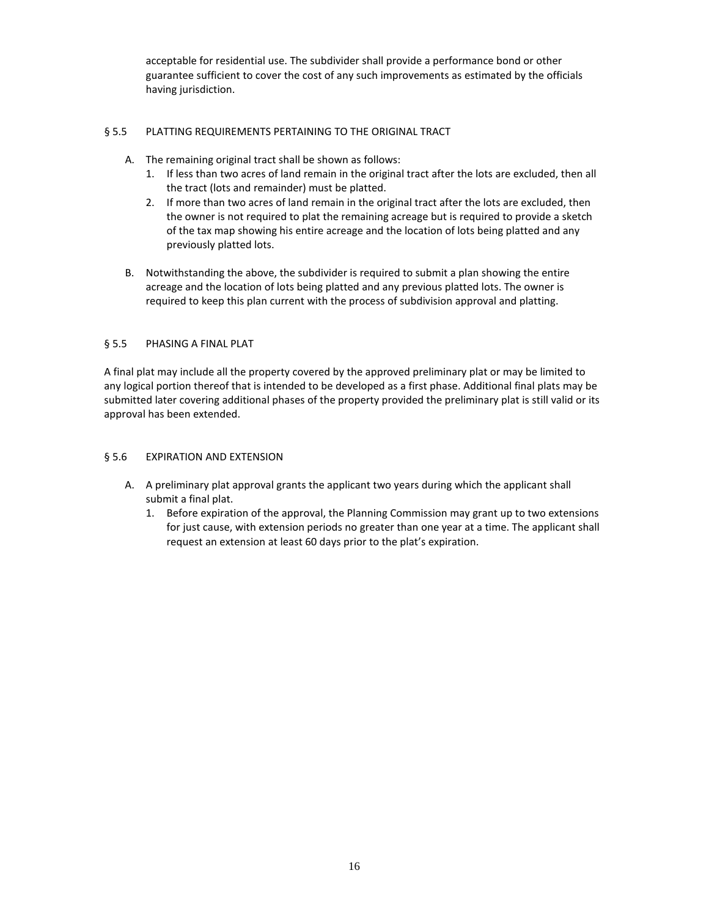acceptable for residential use. The subdivider shall provide a performance bond or other guarantee sufficient to cover the cost of any such improvements as estimated by the officials having jurisdiction.

## § 5.5 PLATTING REQUIREMENTS PERTAINING TO THE ORIGINAL TRACT

A. The remaining original tract shall be shown as follows:
   1. If less than two acres of land remain in the original tract after the lots are excluded, then all the tract (lots and remainder) must be platted.
   2. If more than two acres of land remain in the original tract after the lots are excluded, then the owner is not required to plat the remaining acreage but is required to provide a sketch of the tax map showing his entire acreage and the location of lots being platted and any previously platted lots.

B. Notwithstanding the above, the subdivider is required to submit a plan showing the entire acreage and the location of lots being platted and any previous platted lots. The owner is required to keep this plan current with the process of subdivision approval and platting.

## § 5.5 PHASING A FINAL PLAT

A final plat may include all the property covered by the approved preliminary plat or may be limited to any logical portion thereof that is intended to be developed as a first phase. Additional final plats may be submitted later covering additional phases of the property provided the preliminary plat is still valid or its approval has been extended.

## § 5.6 EXPIRATION AND EXTENSION

A. A preliminary plat approval grants the applicant two years during which the applicant shall submit a final plat.
   1. Before expiration of the approval, the Planning Commission may grant up to two extensions for just cause, with extension periods no greater than one year at a time. The applicant shall request an extension at least 60 days prior to the plat's expiration.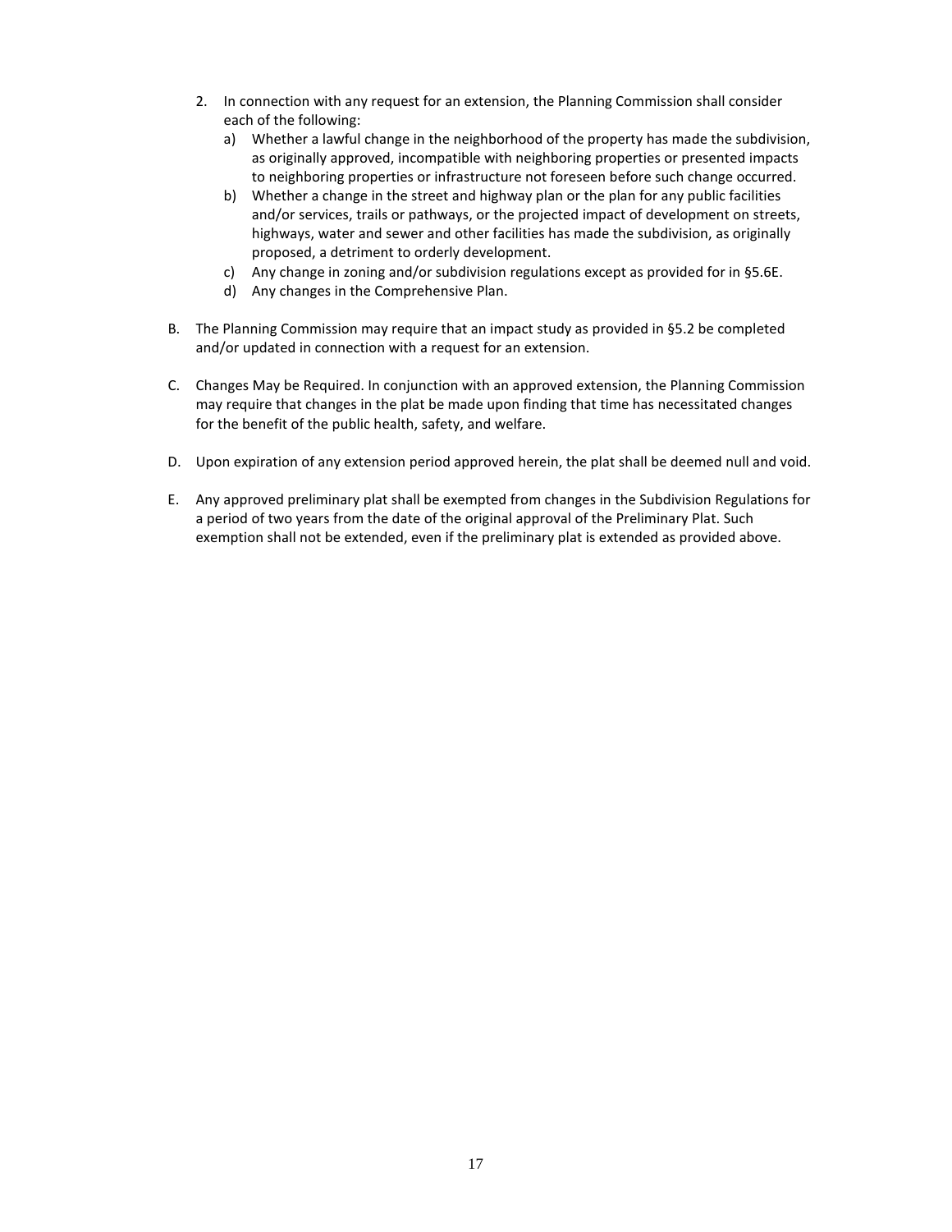2. In connection with any request for an extension, the Planning Commission shall consider each of the following:
   a) Whether a lawful change in the neighborhood of the property has made the subdivision, as originally approved, incompatible with neighboring properties or presented impacts to neighboring properties or infrastructure not foreseen before such change occurred.
   b) Whether a change in the street and highway plan or the plan for any public facilities and/or services, trails or pathways, or the projected impact of development on streets, highways, water and sewer and other facilities has made the subdivision, as originally proposed, a detriment to orderly development.
   c) Any change in zoning and/or subdivision regulations except as provided for in §5.6E.
   d) Any changes in the Comprehensive Plan.

B. The Planning Commission may require that an impact study as provided in §5.2 be completed and/or updated in connection with a request for an extension.

C. Changes May be Required. In conjunction with an approved extension, the Planning Commission may require that changes in the plat be made upon finding that time has necessitated changes for the benefit of the public health, safety, and welfare.

D. Upon expiration of any extension period approved herein, the plat shall be deemed null and void.

E. Any approved preliminary plat shall be exempted from changes in the Subdivision Regulations for a period of two years from the date of the original approval of the Preliminary Plat. Such exemption shall not be extended, even if the preliminary plat is extended as provided above.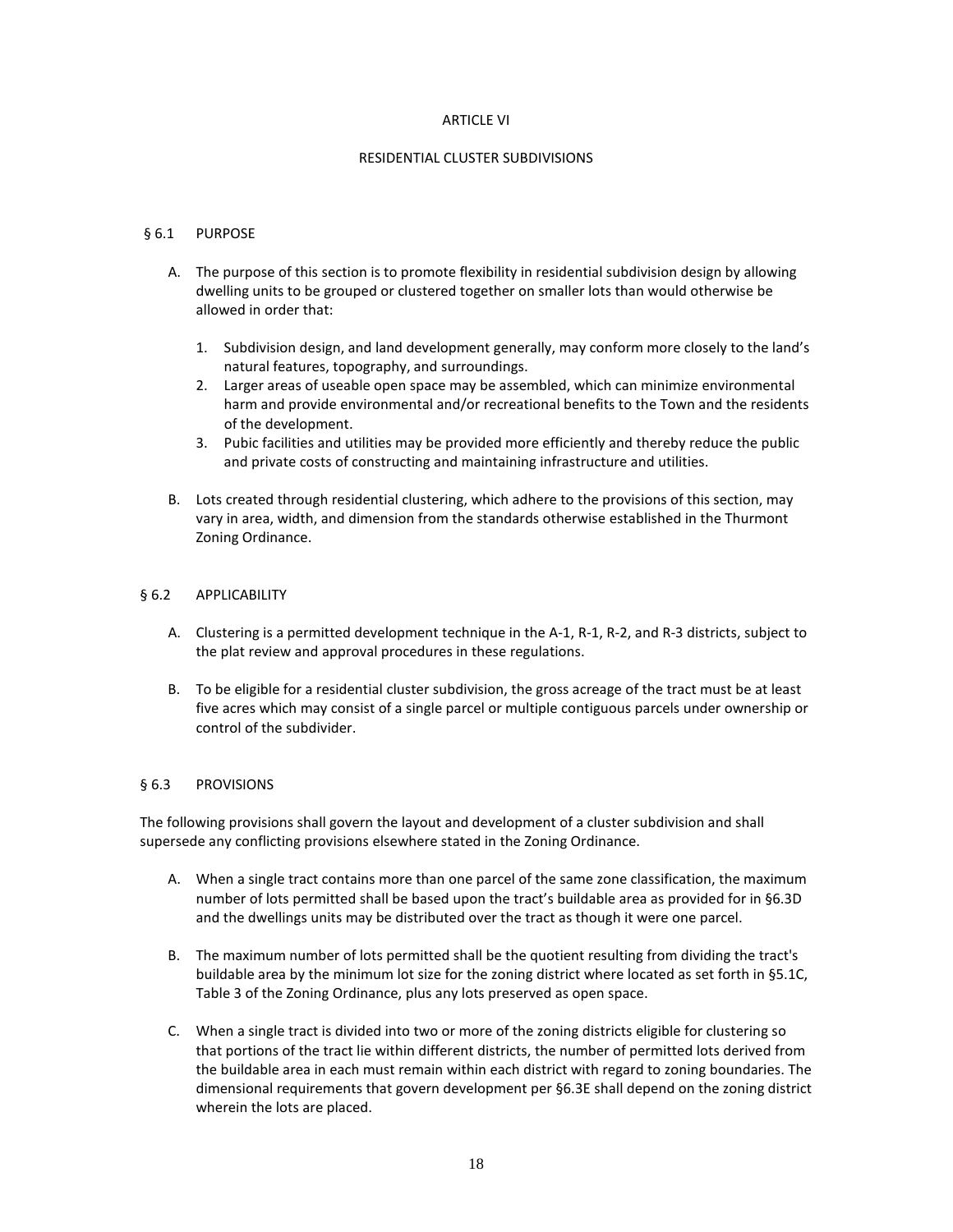# ARTICLE VI

## RESIDENTIAL CLUSTER SUBDIVISIONS

### § 6.1 PURPOSE

A. The purpose of this section is to promote flexibility in residential subdivision design by allowing dwelling units to be grouped or clustered together on smaller lots than would otherwise be allowed in order that:

   1. Subdivision design, and land development generally, may conform more closely to the land's natural features, topography, and surroundings.
   2. Larger areas of useable open space may be assembled, which can minimize environmental harm and provide environmental and/or recreational benefits to the Town and the residents of the development.
   3. Pubic facilities and utilities may be provided more efficiently and thereby reduce the public and private costs of constructing and maintaining infrastructure and utilities.

B. Lots created through residential clustering, which adhere to the provisions of this section, may vary in area, width, and dimension from the standards otherwise established in the Thurmont Zoning Ordinance.

### § 6.2 APPLICABILITY

A. Clustering is a permitted development technique in the A-1, R-1, R-2, and R-3 districts, subject to the plat review and approval procedures in these regulations.

B. To be eligible for a residential cluster subdivision, the gross acreage of the tract must be at least five acres which may consist of a single parcel or multiple contiguous parcels under ownership or control of the subdivider.

### § 6.3 PROVISIONS

The following provisions shall govern the layout and development of a cluster subdivision and shall supersede any conflicting provisions elsewhere stated in the Zoning Ordinance.

A. When a single tract contains more than one parcel of the same zone classification, the maximum number of lots permitted shall be based upon the tract's buildable area as provided for in §6.3D and the dwellings units may be distributed over the tract as though it were one parcel.

B. The maximum number of lots permitted shall be the quotient resulting from dividing the tract's buildable area by the minimum lot size for the zoning district where located as set forth in §5.1C, Table 3 of the Zoning Ordinance, plus any lots preserved as open space.

C. When a single tract is divided into two or more of the zoning districts eligible for clustering so that portions of the tract lie within different districts, the number of permitted lots derived from the buildable area in each must remain within each district with regard to zoning boundaries. The dimensional requirements that govern development per §6.3E shall depend on the zoning district wherein the lots are placed.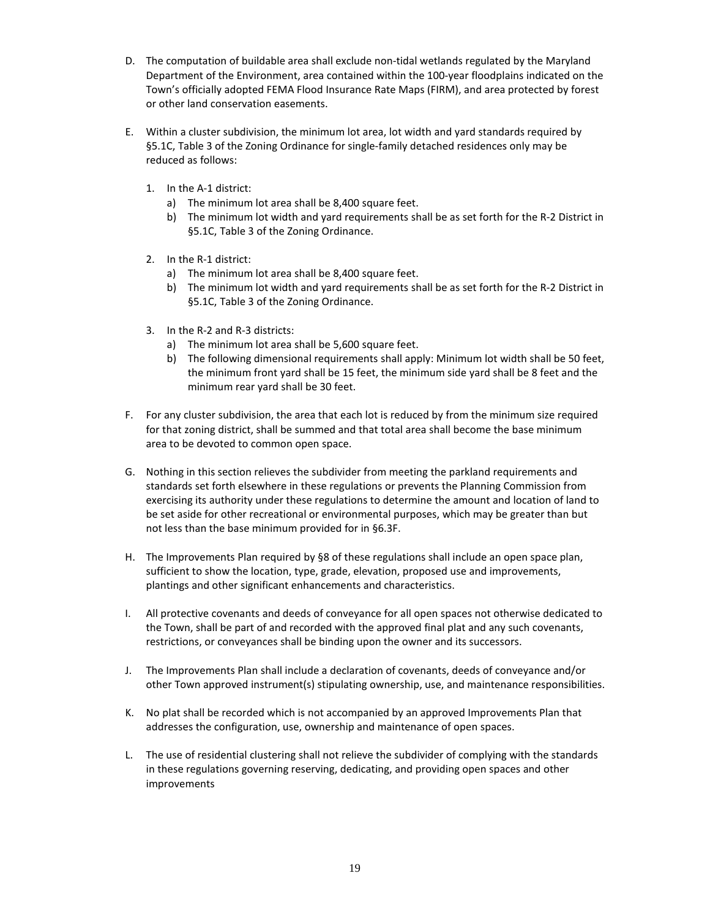D. The computation of buildable area shall exclude non-tidal wetlands regulated by the Maryland Department of the Environment, area contained within the 100-year floodplains indicated on the Town's officially adopted FEMA Flood Insurance Rate Maps (FIRM), and area protected by forest or other land conservation easements.

E. Within a cluster subdivision, the minimum lot area, lot width and yard standards required by §5.1C, Table 3 of the Zoning Ordinance for single-family detached residences only may be reduced as follows:

   1. In the A-1 district:
      a) The minimum lot area shall be 8,400 square feet.
      b) The minimum lot width and yard requirements shall be as set forth for the R-2 District in §5.1C, Table 3 of the Zoning Ordinance.

   2. In the R-1 district:
      a) The minimum lot area shall be 8,400 square feet.
      b) The minimum lot width and yard requirements shall be as set forth for the R-2 District in §5.1C, Table 3 of the Zoning Ordinance.

   3. In the R-2 and R-3 districts:
      a) The minimum lot area shall be 5,600 square feet.
      b) The following dimensional requirements shall apply: Minimum lot width shall be 50 feet, the minimum front yard shall be 15 feet, the minimum side yard shall be 8 feet and the minimum rear yard shall be 30 feet.

F. For any cluster subdivision, the area that each lot is reduced by from the minimum size required for that zoning district, shall be summed and that total area shall become the base minimum area to be devoted to common open space.

G. Nothing in this section relieves the subdivider from meeting the parkland requirements and standards set forth elsewhere in these regulations or prevents the Planning Commission from exercising its authority under these regulations to determine the amount and location of land to be set aside for other recreational or environmental purposes, which may be greater than but not less than the base minimum provided for in §6.3F.

H. The Improvements Plan required by §8 of these regulations shall include an open space plan, sufficient to show the location, type, grade, elevation, proposed use and improvements, plantings and other significant enhancements and characteristics.

I. All protective covenants and deeds of conveyance for all open spaces not otherwise dedicated to the Town, shall be part of and recorded with the approved final plat and any such covenants, restrictions, or conveyances shall be binding upon the owner and its successors.

J. The Improvements Plan shall include a declaration of covenants, deeds of conveyance and/or other Town approved instrument(s) stipulating ownership, use, and maintenance responsibilities.

K. No plat shall be recorded which is not accompanied by an approved Improvements Plan that addresses the configuration, use, ownership and maintenance of open spaces.

L. The use of residential clustering shall not relieve the subdivider of complying with the standards in these regulations governing reserving, dedicating, and providing open spaces and other improvements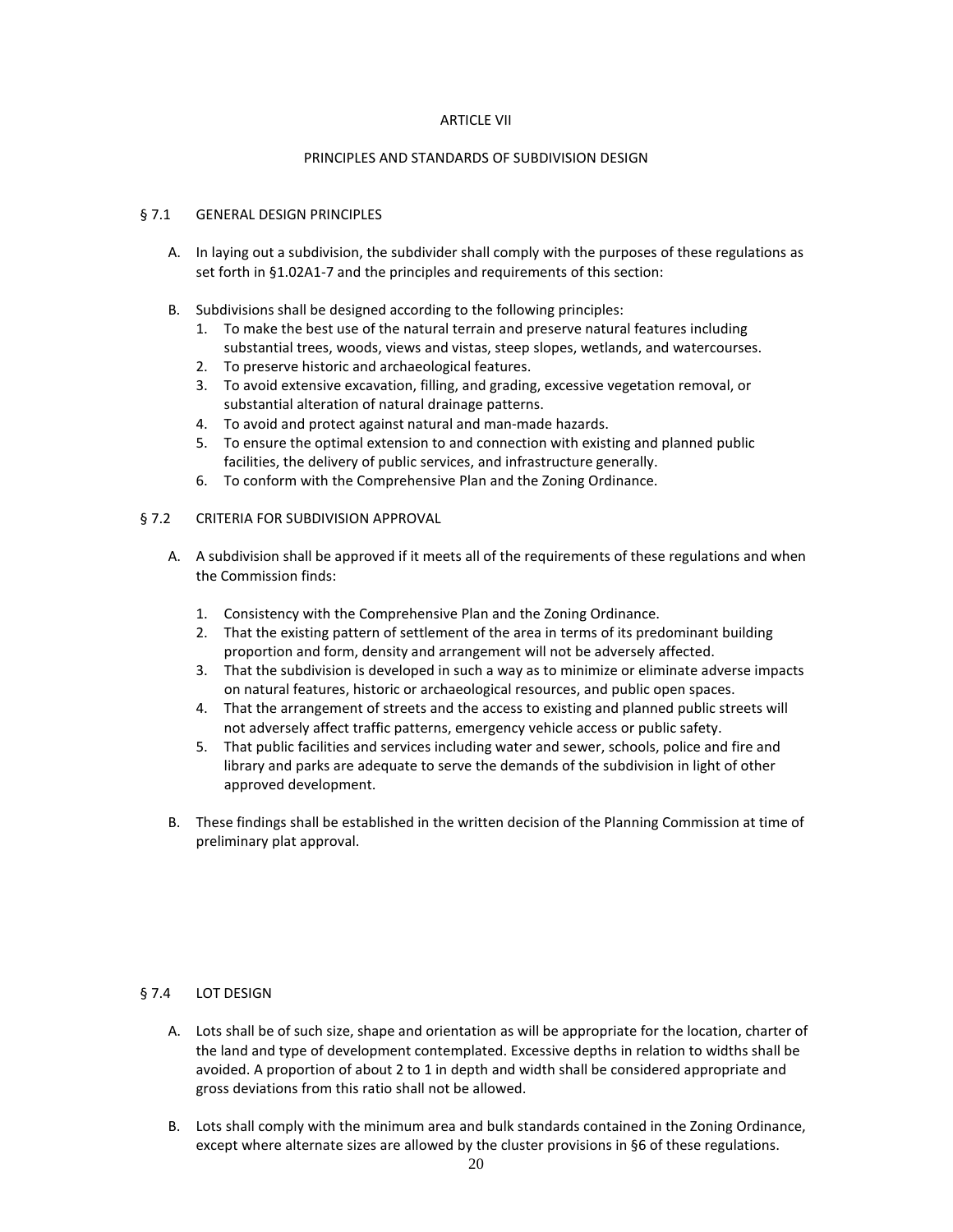# ARTICLE VII

## PRINCIPLES AND STANDARDS OF SUBDIVISION DESIGN

### § 7.1 GENERAL DESIGN PRINCIPLES

A. In laying out a subdivision, the subdivider shall comply with the purposes of these regulations as set forth in §1.02A1-7 and the principles and requirements of this section:

B. Subdivisions shall be designed according to the following principles:
   1. To make the best use of the natural terrain and preserve natural features including substantial trees, woods, views and vistas, steep slopes, wetlands, and watercourses.
   2. To preserve historic and archaeological features.
   3. To avoid extensive excavation, filling, and grading, excessive vegetation removal, or substantial alteration of natural drainage patterns.
   4. To avoid and protect against natural and man-made hazards.
   5. To ensure the optimal extension to and connection with existing and planned public facilities, the delivery of public services, and infrastructure generally.
   6. To conform with the Comprehensive Plan and the Zoning Ordinance.

### § 7.2 CRITERIA FOR SUBDIVISION APPROVAL

A. A subdivision shall be approved if it meets all of the requirements of these regulations and when the Commission finds:

   1. Consistency with the Comprehensive Plan and the Zoning Ordinance.
   2. That the existing pattern of settlement of the area in terms of its predominant building proportion and form, density and arrangement will not be adversely affected.
   3. That the subdivision is developed in such a way as to minimize or eliminate adverse impacts on natural features, historic or archaeological resources, and public open spaces.
   4. That the arrangement of streets and the access to existing and planned public streets will not adversely affect traffic patterns, emergency vehicle access or public safety.
   5. That public facilities and services including water and sewer, schools, police and fire and library and parks are adequate to serve the demands of the subdivision in light of other approved development.

B. These findings shall be established in the written decision of the Planning Commission at time of preliminary plat approval.

### § 7.4 LOT DESIGN

A. Lots shall be of such size, shape and orientation as will be appropriate for the location, charter of the land and type of development contemplated. Excessive depths in relation to widths shall be avoided. A proportion of about 2 to 1 in depth and width shall be considered appropriate and gross deviations from this ratio shall not be allowed.

B. Lots shall comply with the minimum area and bulk standards contained in the Zoning Ordinance, except where alternate sizes are allowed by the cluster provisions in §6 of these regulations.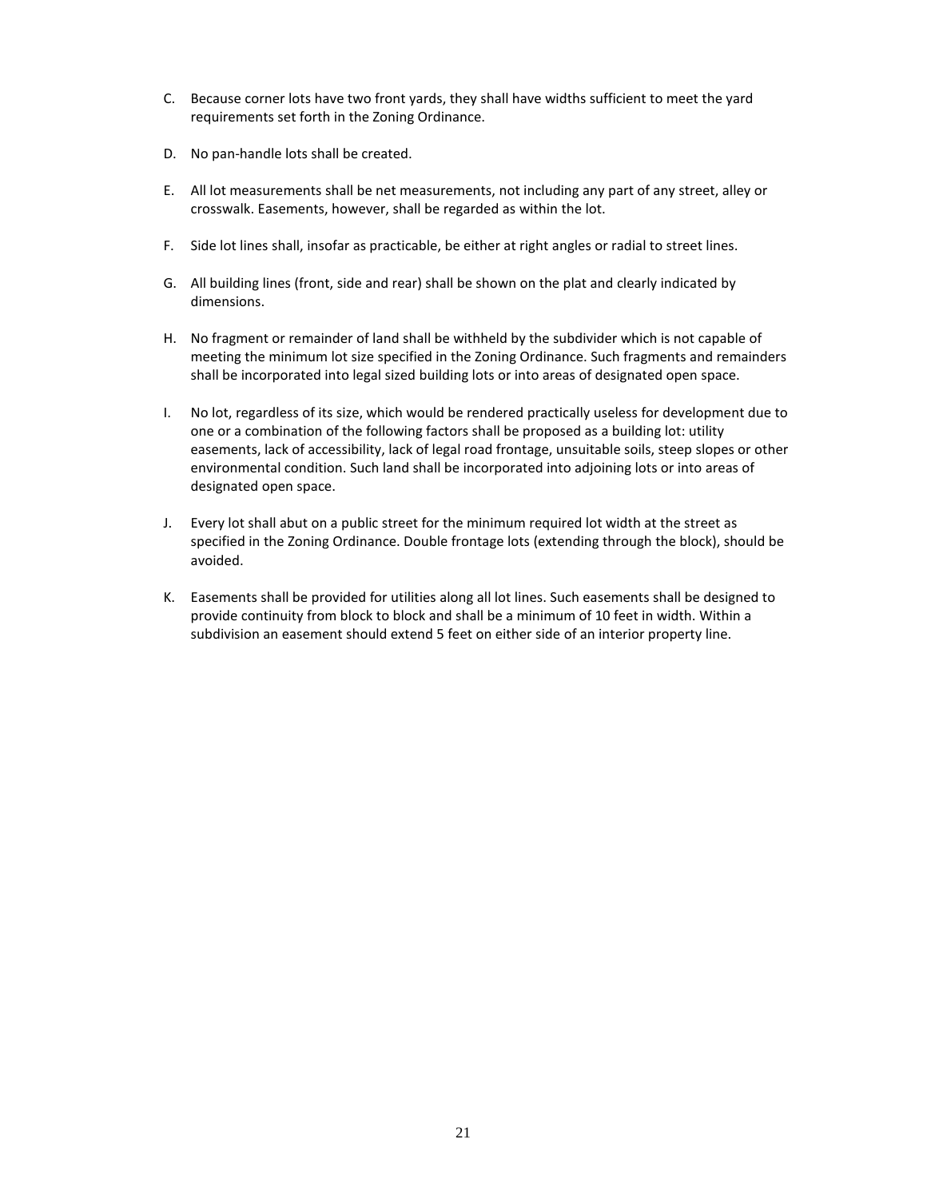C. Because corner lots have two front yards, they shall have widths sufficient to meet the yard requirements set forth in the Zoning Ordinance.

D. No pan-handle lots shall be created.

E. All lot measurements shall be net measurements, not including any part of any street, alley or crosswalk. Easements, however, shall be regarded as within the lot.

F. Side lot lines shall, insofar as practicable, be either at right angles or radial to street lines.

G. All building lines (front, side and rear) shall be shown on the plat and clearly indicated by dimensions.

H. No fragment or remainder of land shall be withheld by the subdivider which is not capable of meeting the minimum lot size specified in the Zoning Ordinance. Such fragments and remainders shall be incorporated into legal sized building lots or into areas of designated open space.

I. No lot, regardless of its size, which would be rendered practically useless for development due to one or a combination of the following factors shall be proposed as a building lot: utility easements, lack of accessibility, lack of legal road frontage, unsuitable soils, steep slopes or other environmental condition. Such land shall be incorporated into adjoining lots or into areas of designated open space.

J. Every lot shall abut on a public street for the minimum required lot width at the street as specified in the Zoning Ordinance. Double frontage lots (extending through the block), should be avoided.

K. Easements shall be provided for utilities along all lot lines. Such easements shall be designed to provide continuity from block to block and shall be a minimum of 10 feet in width. Within a subdivision an easement should extend 5 feet on either side of an interior property line.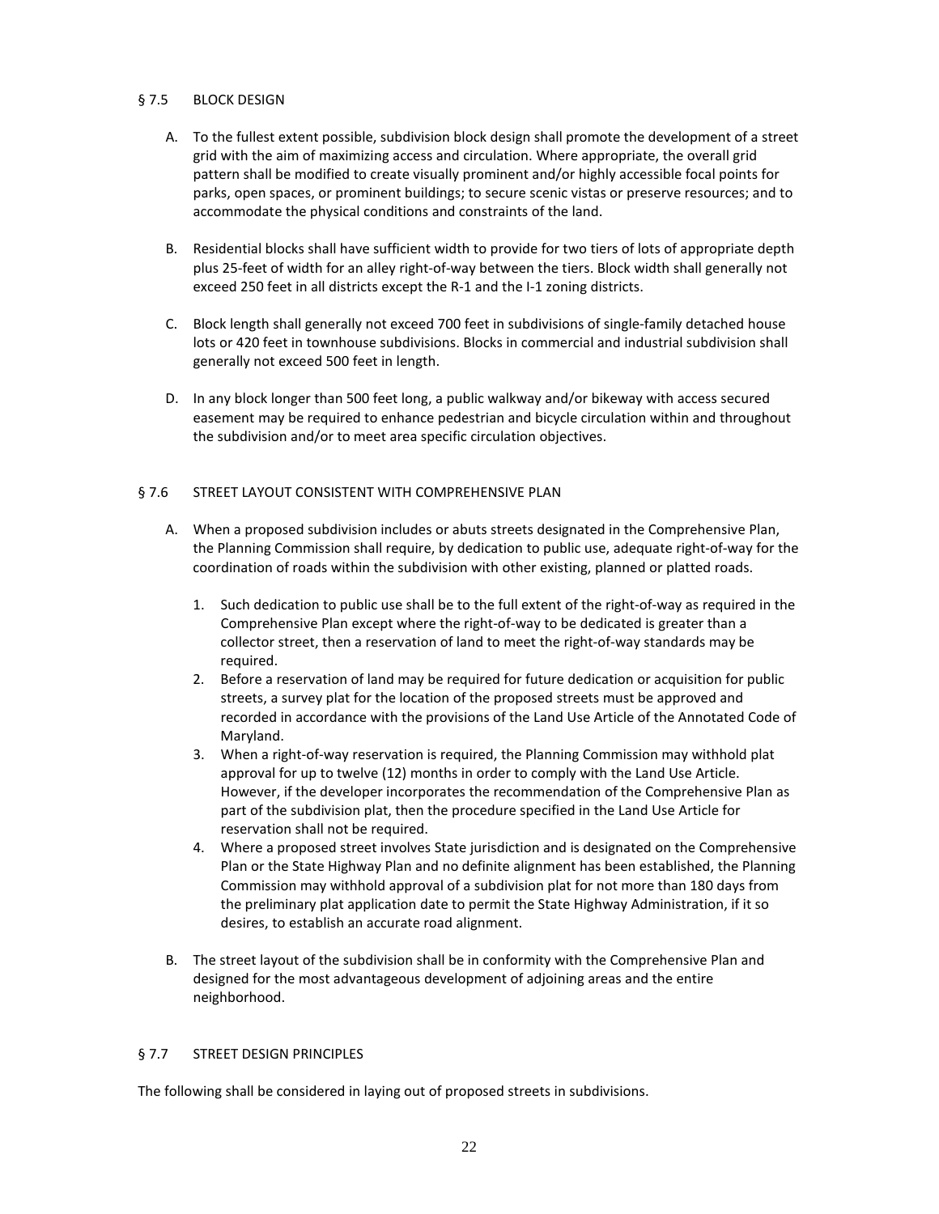## § 7.5 BLOCK DESIGN

A. To the fullest extent possible, subdivision block design shall promote the development of a street grid with the aim of maximizing access and circulation. Where appropriate, the overall grid pattern shall be modified to create visually prominent and/or highly accessible focal points for parks, open spaces, or prominent buildings; to secure scenic vistas or preserve resources; and to accommodate the physical conditions and constraints of the land.

B. Residential blocks shall have sufficient width to provide for two tiers of lots of appropriate depth plus 25-feet of width for an alley right-of-way between the tiers. Block width shall generally not exceed 250 feet in all districts except the R-1 and the I-1 zoning districts.

C. Block length shall generally not exceed 700 feet in subdivisions of single-family detached house lots or 420 feet in townhouse subdivisions. Blocks in commercial and industrial subdivision shall generally not exceed 500 feet in length.

D. In any block longer than 500 feet long, a public walkway and/or bikeway with access secured easement may be required to enhance pedestrian and bicycle circulation within and throughout the subdivision and/or to meet area specific circulation objectives.

## § 7.6 STREET LAYOUT CONSISTENT WITH COMPREHENSIVE PLAN

A. When a proposed subdivision includes or abuts streets designated in the Comprehensive Plan, the Planning Commission shall require, by dedication to public use, adequate right-of-way for the coordination of roads within the subdivision with other existing, planned or platted roads.

   1. Such dedication to public use shall be to the full extent of the right-of-way as required in the Comprehensive Plan except where the right-of-way to be dedicated is greater than a collector street, then a reservation of land to meet the right-of-way standards may be required.
   2. Before a reservation of land may be required for future dedication or acquisition for public streets, a survey plat for the location of the proposed streets must be approved and recorded in accordance with the provisions of the Land Use Article of the Annotated Code of Maryland.
   3. When a right-of-way reservation is required, the Planning Commission may withhold plat approval for up to twelve (12) months in order to comply with the Land Use Article. However, if the developer incorporates the recommendation of the Comprehensive Plan as part of the subdivision plat, then the procedure specified in the Land Use Article for reservation shall not be required.
   4. Where a proposed street involves State jurisdiction and is designated on the Comprehensive Plan or the State Highway Plan and no definite alignment has been established, the Planning Commission may withhold approval of a subdivision plat for not more than 180 days from the preliminary plat application date to permit the State Highway Administration, if it so desires, to establish an accurate road alignment.

B. The street layout of the subdivision shall be in conformity with the Comprehensive Plan and designed for the most advantageous development of adjoining areas and the entire neighborhood.

## § 7.7 STREET DESIGN PRINCIPLES

The following shall be considered in laying out of proposed streets in subdivisions.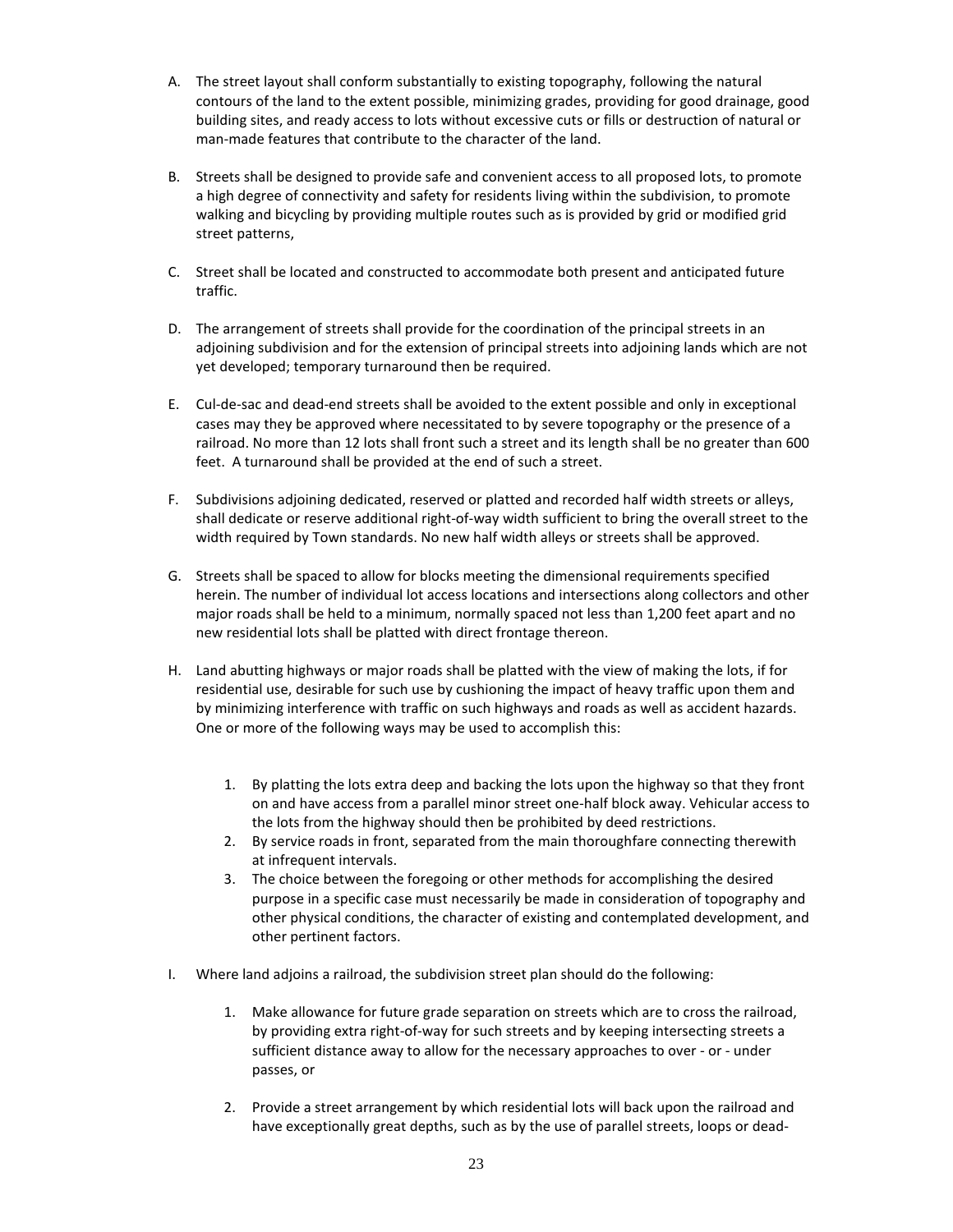A. The street layout shall conform substantially to existing topography, following the natural contours of the land to the extent possible, minimizing grades, providing for good drainage, good building sites, and ready access to lots without excessive cuts or fills or destruction of natural or man-made features that contribute to the character of the land.

B. Streets shall be designed to provide safe and convenient access to all proposed lots, to promote a high degree of connectivity and safety for residents living within the subdivision, to promote walking and bicycling by providing multiple routes such as is provided by grid or modified grid street patterns,

C. Street shall be located and constructed to accommodate both present and anticipated future traffic.

D. The arrangement of streets shall provide for the coordination of the principal streets in an adjoining subdivision and for the extension of principal streets into adjoining lands which are not yet developed; temporary turnaround then be required.

E. Cul-de-sac and dead-end streets shall be avoided to the extent possible and only in exceptional cases may they be approved where necessitated to by severe topography or the presence of a railroad. No more than 12 lots shall front such a street and its length shall be no greater than 600 feet. A turnaround shall be provided at the end of such a street.

F. Subdivisions adjoining dedicated, reserved or platted and recorded half width streets or alleys, shall dedicate or reserve additional right-of-way width sufficient to bring the overall street to the width required by Town standards. No new half width alleys or streets shall be approved.

G. Streets shall be spaced to allow for blocks meeting the dimensional requirements specified herein. The number of individual lot access locations and intersections along collectors and other major roads shall be held to a minimum, normally spaced not less than 1,200 feet apart and no new residential lots shall be platted with direct frontage thereon.

H. Land abutting highways or major roads shall be platted with the view of making the lots, if for residential use, desirable for such use by cushioning the impact of heavy traffic upon them and by minimizing interference with traffic on such highways and roads as well as accident hazards. One or more of the following ways may be used to accomplish this:

   1. By platting the lots extra deep and backing the lots upon the highway so that they front on and have access from a parallel minor street one-half block away. Vehicular access to the lots from the highway should then be prohibited by deed restrictions.
   2. By service roads in front, separated from the main thoroughfare connecting therewith at infrequent intervals.
   3. The choice between the foregoing or other methods for accomplishing the desired purpose in a specific case must necessarily be made in consideration of topography and other physical conditions, the character of existing and contemplated development, and other pertinent factors.

I. Where land adjoins a railroad, the subdivision street plan should do the following:

   1. Make allowance for future grade separation on streets which are to cross the railroad, by providing extra right-of-way for such streets and by keeping intersecting streets a sufficient distance away to allow for the necessary approaches to over - or - under passes, or

   2. Provide a street arrangement by which residential lots will back upon the railroad and have exceptionally great depths, such as by the use of parallel streets, loops or dead-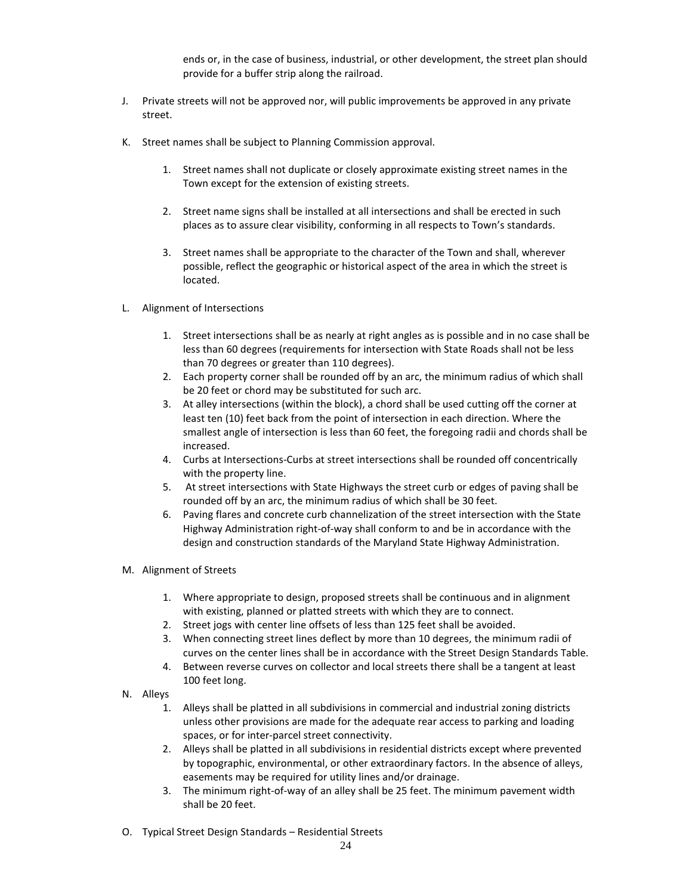ends or, in the case of business, industrial, or other development, the street plan should provide for a buffer strip along the railroad.

J. Private streets will not be approved nor, will public improvements be approved in any private street.

K. Street names shall be subject to Planning Commission approval.

  1. Street names shall not duplicate or closely approximate existing street names in the Town except for the extension of existing streets.

  2. Street name signs shall be installed at all intersections and shall be erected in such places as to assure clear visibility, conforming in all respects to Town's standards.

  3. Street names shall be appropriate to the character of the Town and shall, wherever possible, reflect the geographic or historical aspect of the area in which the street is located.

L. Alignment of Intersections

  1. Street intersections shall be as nearly at right angles as is possible and in no case shall be less than 60 degrees (requirements for intersection with State Roads shall not be less than 70 degrees or greater than 110 degrees).
  2. Each property corner shall be rounded off by an arc, the minimum radius of which shall be 20 feet or chord may be substituted for such arc.
  3. At alley intersections (within the block), a chord shall be used cutting off the corner at least ten (10) feet back from the point of intersection in each direction. Where the smallest angle of intersection is less than 60 feet, the foregoing radii and chords shall be increased.
  4. Curbs at Intersections-Curbs at street intersections shall be rounded off concentrically with the property line.
  5. At street intersections with State Highways the street curb or edges of paving shall be rounded off by an arc, the minimum radius of which shall be 30 feet.
  6. Paving flares and concrete curb channelization of the street intersection with the State Highway Administration right-of-way shall conform to and be in accordance with the design and construction standards of the Maryland State Highway Administration.

M. Alignment of Streets

  1. Where appropriate to design, proposed streets shall be continuous and in alignment with existing, planned or platted streets with which they are to connect.
  2. Street jogs with center line offsets of less than 125 feet shall be avoided.
  3. When connecting street lines deflect by more than 10 degrees, the minimum radii of curves on the center lines shall be in accordance with the Street Design Standards Table.
  4. Between reverse curves on collector and local streets there shall be a tangent at least 100 feet long.

N. Alleys

  1. Alleys shall be platted in all subdivisions in commercial and industrial zoning districts unless other provisions are made for the adequate rear access to parking and loading spaces, or for inter-parcel street connectivity.
  2. Alleys shall be platted in all subdivisions in residential districts except where prevented by topographic, environmental, or other extraordinary factors. In the absence of alleys, easements may be required for utility lines and/or drainage.
  3. The minimum right-of-way of an alley shall be 25 feet. The minimum pavement width shall be 20 feet.

O. Typical Street Design Standards – Residential Streets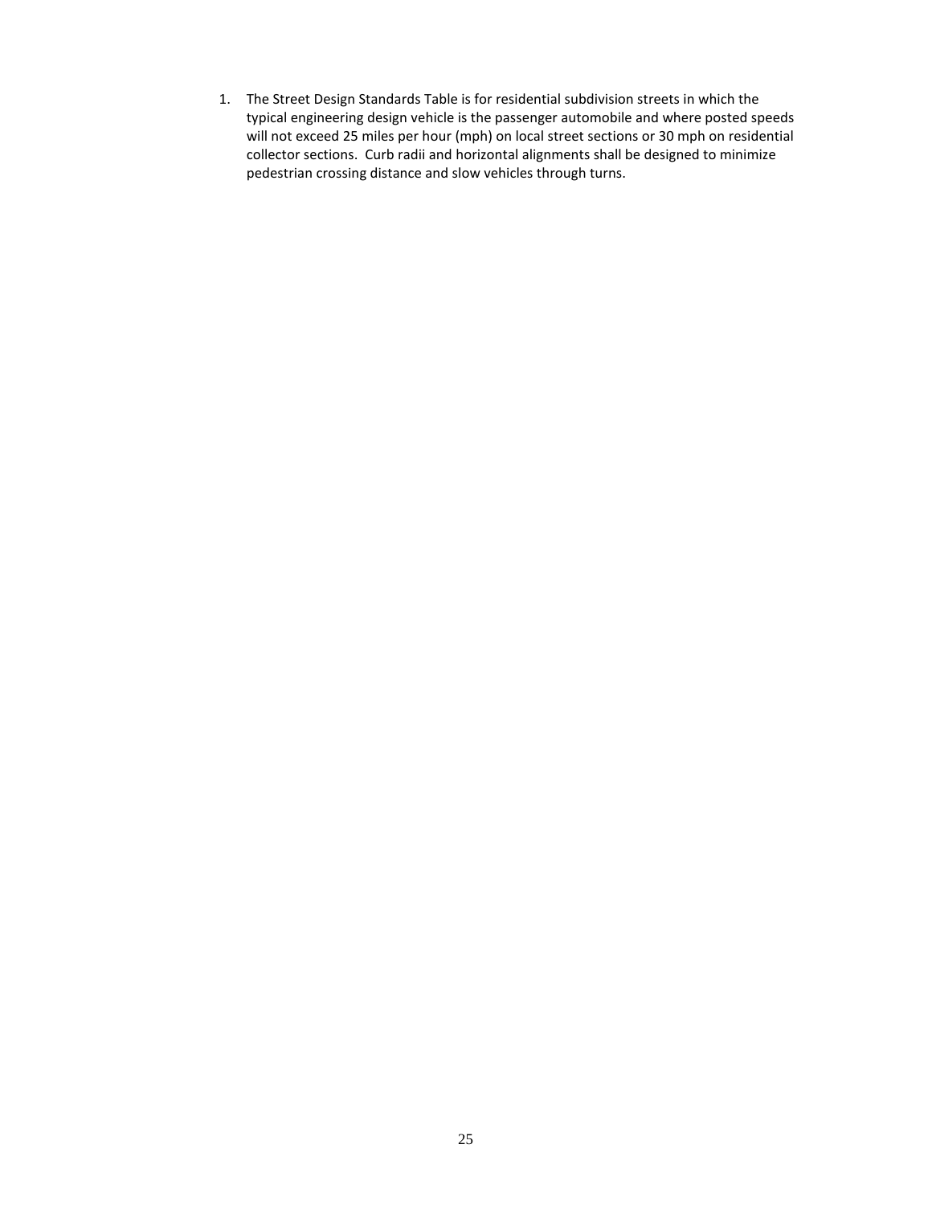1. The Street Design Standards Table is for residential subdivision streets in which the typical engineering design vehicle is the passenger automobile and where posted speeds will not exceed 25 miles per hour (mph) on local street sections or 30 mph on residential collector sections. Curb radii and horizontal alignments shall be designed to minimize pedestrian crossing distance and slow vehicles through turns.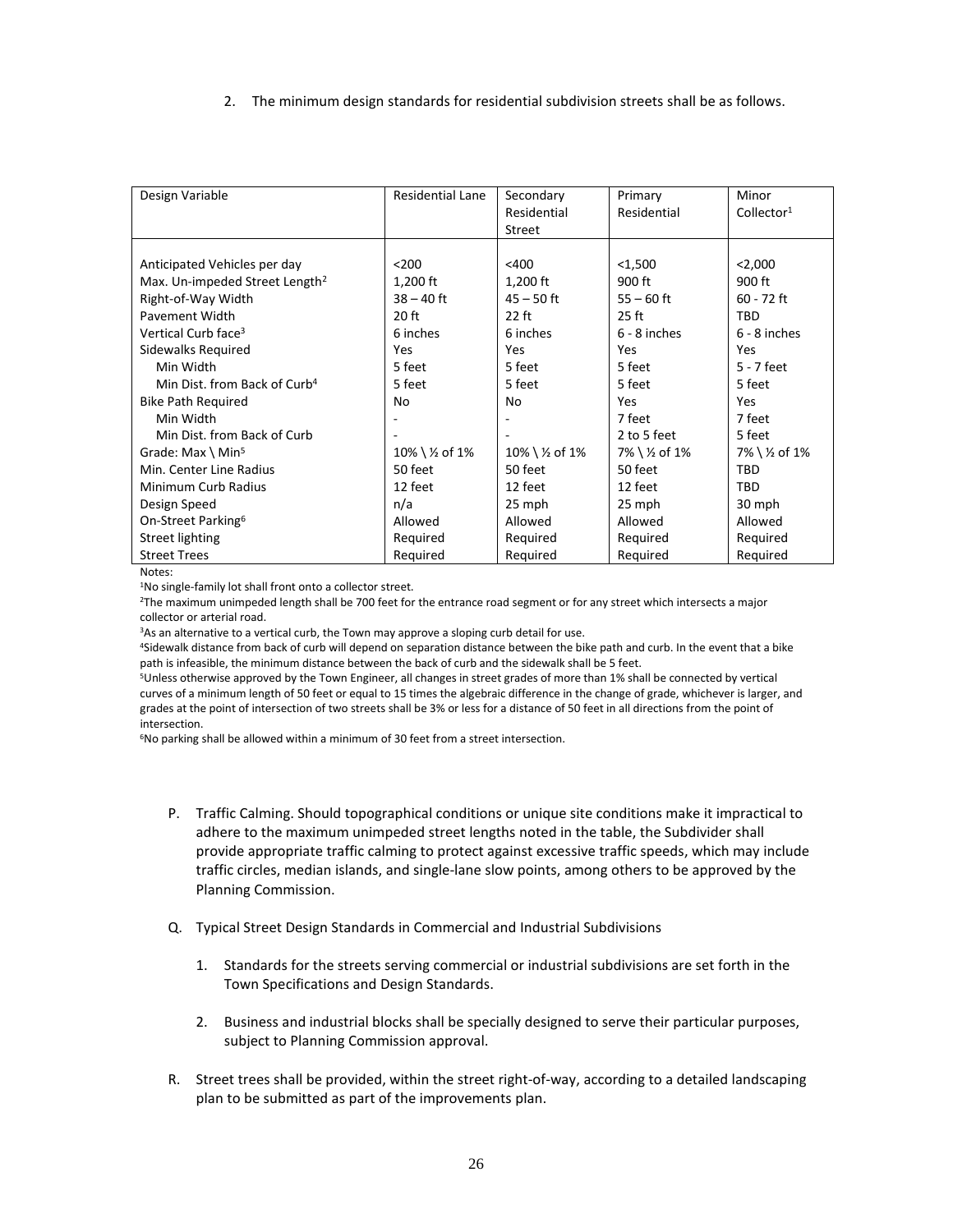2. The minimum design standards for residential subdivision streets shall be as follows.

| Design Variable | Residential Lane | Secondary Residential Street | Primary Residential | Minor Collector[1] |
|---|---|---|---|---|
| Anticipated Vehicles per day | <200 | <400 | <1,500 | <2,000 |
| Max. Un-impeded Street Length[2] | 1,200 ft | 1,200 ft | 900 ft | 900 ft |
| Right-of-Way Width | 38 – 40 ft | 45 – 50 ft | 55 – 60 ft | 60 - 72 ft |
| Pavement Width | 20 ft | 22 ft | 25 ft | TBD |
| Vertical Curb face[3] | 6 inches | 6 inches | 6 - 8 inches | 6 - 8 inches |
| Sidewalks Required | Yes | Yes | Yes | Yes |
| Min Width | 5 feet | 5 feet | 5 feet | 5 - 7 feet |
| Min Dist. from Back of Curb[4] | 5 feet | 5 feet | 5 feet | 5 feet |
| Bike Path Required | No | No | Yes | Yes |
| Min Width | - | - | 7 feet | 7 feet |
| Min Dist. from Back of Curb | - | - | 2 to 5 feet | 5 feet |
| Grade: Max \ Min[5] | 10% \ ½ of 1% | 10% \ ½ of 1% | 7% \ ½ of 1% | 7% \ ½ of 1% |
| Min. Center Line Radius | 50 feet | 50 feet | 50 feet | TBD |
| Minimum Curb Radius | 12 feet | 12 feet | 12 feet | TBD |
| Design Speed | n/a | 25 mph | 25 mph | 30 mph |
| On-Street Parking[6] | Allowed | Allowed | Allowed | Allowed |
| Street lighting | Required | Required | Required | Required |
| Street Trees | Required | Required | Required | Required |

Notes:

[1]No single-family lot shall front onto a collector street.

[2]The maximum unimpeded length shall be 700 feet for the entrance road segment or for any street which intersects a major collector or arterial road.

[3]As an alternative to a vertical curb, the Town may approve a sloping curb detail for use.

[4]Sidewalk distance from back of curb will depend on separation distance between the bike path and curb. In the event that a bike path is infeasible, the minimum distance between the back of curb and the sidewalk shall be 5 feet.

[5]Unless otherwise approved by the Town Engineer, all changes in street grades of more than 1% shall be connected by vertical curves of a minimum length of 50 feet or equal to 15 times the algebraic difference in the change of grade, whichever is larger, and grades at the point of intersection of two streets shall be 3% or less for a distance of 50 feet in all directions from the point of intersection.

[6]No parking shall be allowed within a minimum of 30 feet from a street intersection.

P. Traffic Calming. Should topographical conditions or unique site conditions make it impractical to adhere to the maximum unimpeded street lengths noted in the table, the Subdivider shall provide appropriate traffic calming to protect against excessive traffic speeds, which may include traffic circles, median islands, and single-lane slow points, among others to be approved by the Planning Commission.

Q. Typical Street Design Standards in Commercial and Industrial Subdivisions

1. Standards for the streets serving commercial or industrial subdivisions are set forth in the Town Specifications and Design Standards.

2. Business and industrial blocks shall be specially designed to serve their particular purposes, subject to Planning Commission approval.

R. Street trees shall be provided, within the street right-of-way, according to a detailed landscaping plan to be submitted as part of the improvements plan.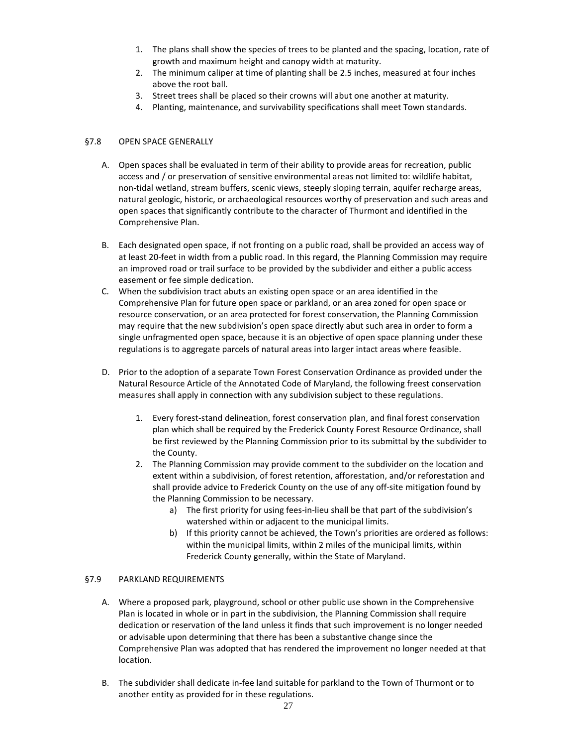1. The plans shall show the species of trees to be planted and the spacing, location, rate of growth and maximum height and canopy width at maturity.
2. The minimum caliper at time of planting shall be 2.5 inches, measured at four inches above the root ball.
3. Street trees shall be placed so their crowns will abut one another at maturity.
4. Planting, maintenance, and survivability specifications shall meet Town standards.

## §7.8 OPEN SPACE GENERALLY

A. Open spaces shall be evaluated in term of their ability to provide areas for recreation, public access and / or preservation of sensitive environmental areas not limited to: wildlife habitat, non-tidal wetland, stream buffers, scenic views, steeply sloping terrain, aquifer recharge areas, natural geologic, historic, or archaeological resources worthy of preservation and such areas and open spaces that significantly contribute to the character of Thurmont and identified in the Comprehensive Plan.

B. Each designated open space, if not fronting on a public road, shall be provided an access way of at least 20-feet in width from a public road. In this regard, the Planning Commission may require an improved road or trail surface to be provided by the subdivider and either a public access easement or fee simple dedication.

C. When the subdivision tract abuts an existing open space or an area identified in the Comprehensive Plan for future open space or parkland, or an area zoned for open space or resource conservation, or an area protected for forest conservation, the Planning Commission may require that the new subdivision's open space directly abut such area in order to form a single unfragmented open space, because it is an objective of open space planning under these regulations is to aggregate parcels of natural areas into larger intact areas where feasible.

D. Prior to the adoption of a separate Town Forest Conservation Ordinance as provided under the Natural Resource Article of the Annotated Code of Maryland, the following freest conservation measures shall apply in connection with any subdivision subject to these regulations.

   1. Every forest-stand delineation, forest conservation plan, and final forest conservation plan which shall be required by the Frederick County Forest Resource Ordinance, shall be first reviewed by the Planning Commission prior to its submittal by the subdivider to the County.
   2. The Planning Commission may provide comment to the subdivider on the location and extent within a subdivision, of forest retention, afforestation, and/or reforestation and shall provide advice to Frederick County on the use of any off-site mitigation found by the Planning Commission to be necessary.
      a) The first priority for using fees-in-lieu shall be that part of the subdivision's watershed within or adjacent to the municipal limits.
      b) If this priority cannot be achieved, the Town's priorities are ordered as follows: within the municipal limits, within 2 miles of the municipal limits, within Frederick County generally, within the State of Maryland.

## §7.9 PARKLAND REQUIREMENTS

A. Where a proposed park, playground, school or other public use shown in the Comprehensive Plan is located in whole or in part in the subdivision, the Planning Commission shall require dedication or reservation of the land unless it finds that such improvement is no longer needed or advisable upon determining that there has been a substantive change since the Comprehensive Plan was adopted that has rendered the improvement no longer needed at that location.

B. The subdivider shall dedicate in-fee land suitable for parkland to the Town of Thurmont or to another entity as provided for in these regulations.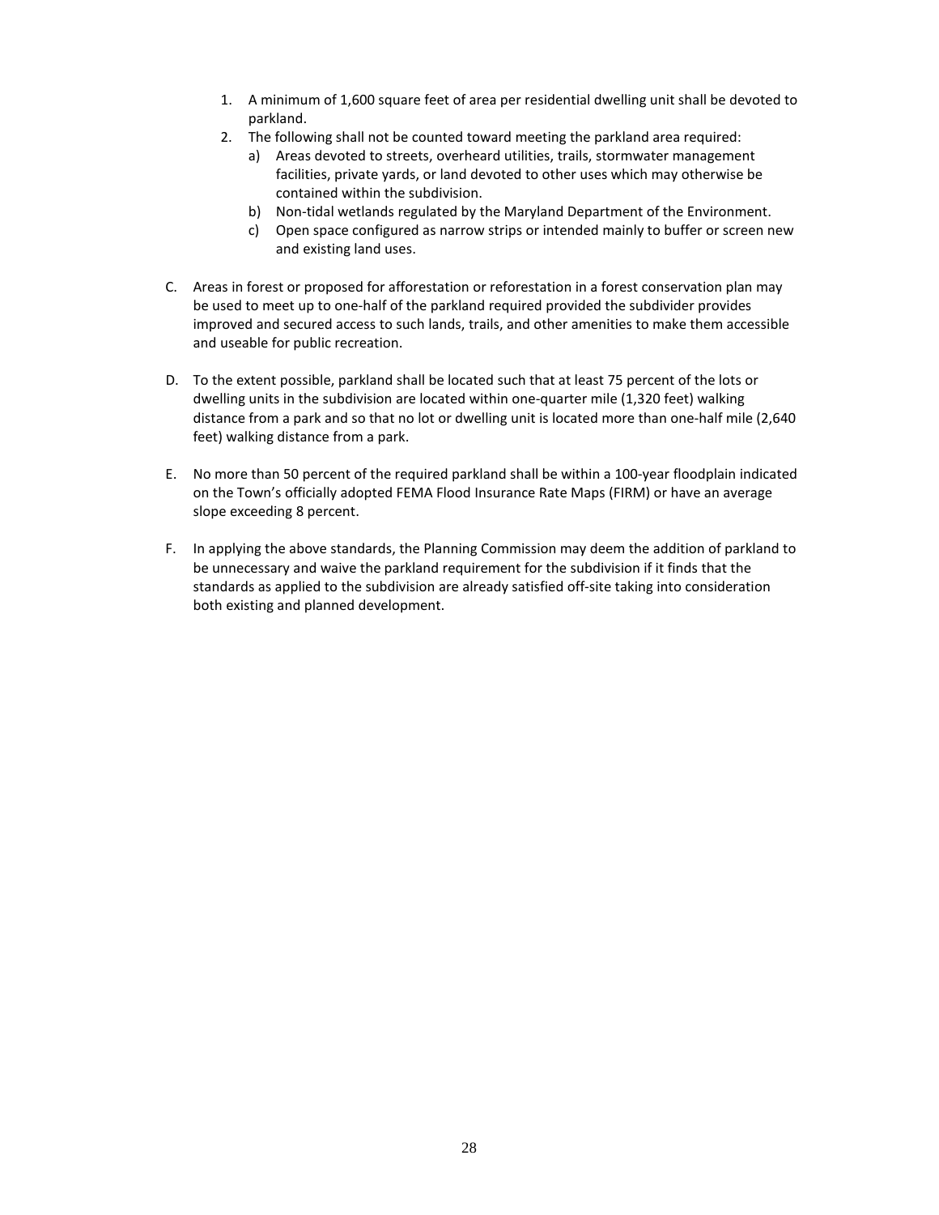1. A minimum of 1,600 square feet of area per residential dwelling unit shall be devoted to parkland.
2. The following shall not be counted toward meeting the parkland area required:
   a) Areas devoted to streets, overheard utilities, trails, stormwater management facilities, private yards, or land devoted to other uses which may otherwise be contained within the subdivision.
   b) Non-tidal wetlands regulated by the Maryland Department of the Environment.
   c) Open space configured as narrow strips or intended mainly to buffer or screen new and existing land uses.

C. Areas in forest or proposed for afforestation or reforestation in a forest conservation plan may be used to meet up to one-half of the parkland required provided the subdivider provides improved and secured access to such lands, trails, and other amenities to make them accessible and useable for public recreation.

D. To the extent possible, parkland shall be located such that at least 75 percent of the lots or dwelling units in the subdivision are located within one-quarter mile (1,320 feet) walking distance from a park and so that no lot or dwelling unit is located more than one-half mile (2,640 feet) walking distance from a park.

E. No more than 50 percent of the required parkland shall be within a 100-year floodplain indicated on the Town's officially adopted FEMA Flood Insurance Rate Maps (FIRM) or have an average slope exceeding 8 percent.

F. In applying the above standards, the Planning Commission may deem the addition of parkland to be unnecessary and waive the parkland requirement for the subdivision if it finds that the standards as applied to the subdivision are already satisfied off-site taking into consideration both existing and planned development.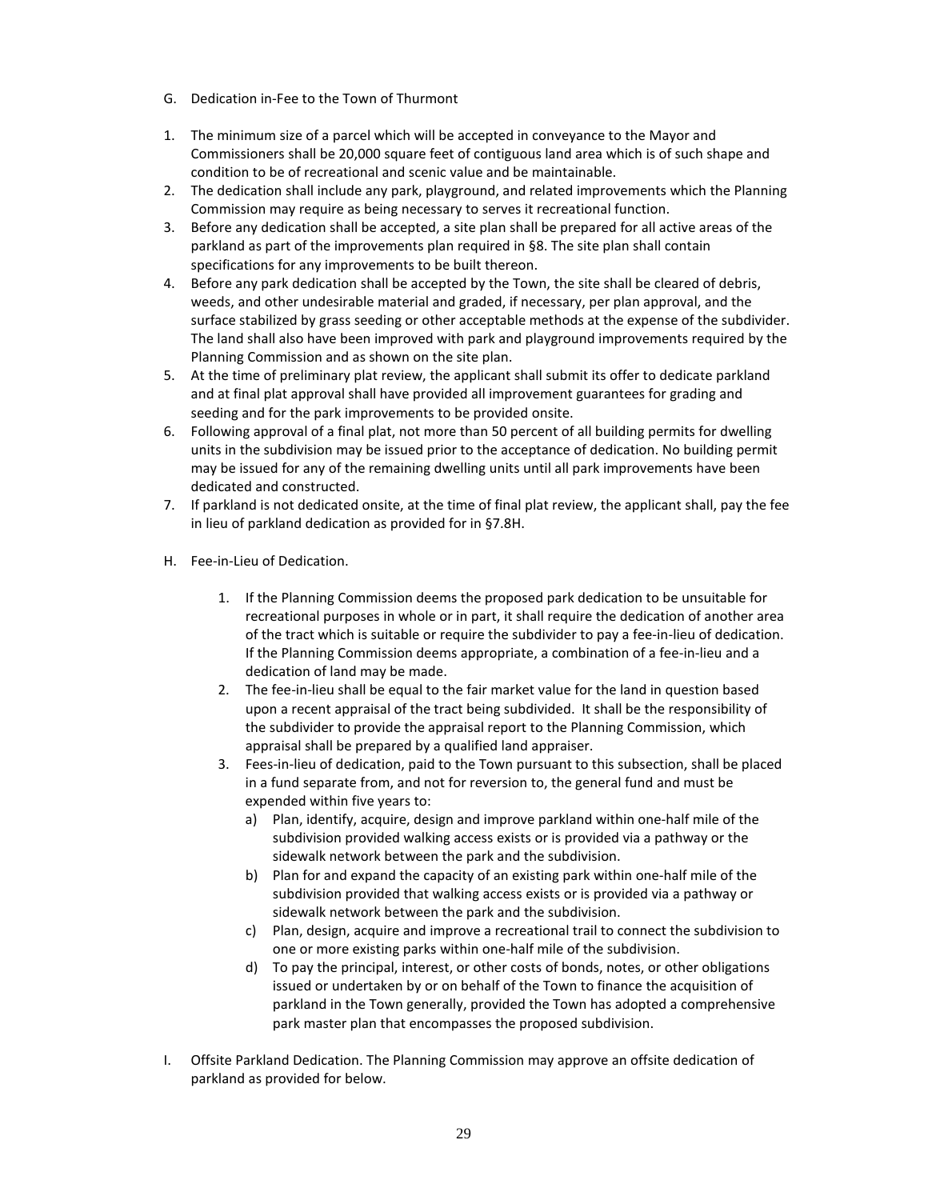G. Dedication in-Fee to the Town of Thurmont

1. The minimum size of a parcel which will be accepted in conveyance to the Mayor and Commissioners shall be 20,000 square feet of contiguous land area which is of such shape and condition to be of recreational and scenic value and be maintainable.
2. The dedication shall include any park, playground, and related improvements which the Planning Commission may require as being necessary to serves it recreational function.
3. Before any dedication shall be accepted, a site plan shall be prepared for all active areas of the parkland as part of the improvements plan required in §8. The site plan shall contain specifications for any improvements to be built thereon.
4. Before any park dedication shall be accepted by the Town, the site shall be cleared of debris, weeds, and other undesirable material and graded, if necessary, per plan approval, and the surface stabilized by grass seeding or other acceptable methods at the expense of the subdivider. The land shall also have been improved with park and playground improvements required by the Planning Commission and as shown on the site plan.
5. At the time of preliminary plat review, the applicant shall submit its offer to dedicate parkland and at final plat approval shall have provided all improvement guarantees for grading and seeding and for the park improvements to be provided onsite.
6. Following approval of a final plat, not more than 50 percent of all building permits for dwelling units in the subdivision may be issued prior to the acceptance of dedication. No building permit may be issued for any of the remaining dwelling units until all park improvements have been dedicated and constructed.
7. If parkland is not dedicated onsite, at the time of final plat review, the applicant shall, pay the fee in lieu of parkland dedication as provided for in §7.8H.

H. Fee-in-Lieu of Dedication.

1. If the Planning Commission deems the proposed park dedication to be unsuitable for recreational purposes in whole or in part, it shall require the dedication of another area of the tract which is suitable or require the subdivider to pay a fee-in-lieu of dedication. If the Planning Commission deems appropriate, a combination of a fee-in-lieu and a dedication of land may be made.
2. The fee-in-lieu shall be equal to the fair market value for the land in question based upon a recent appraisal of the tract being subdivided. It shall be the responsibility of the subdivider to provide the appraisal report to the Planning Commission, which appraisal shall be prepared by a qualified land appraiser.
3. Fees-in-lieu of dedication, paid to the Town pursuant to this subsection, shall be placed in a fund separate from, and not for reversion to, the general fund and must be expended within five years to:
   a) Plan, identify, acquire, design and improve parkland within one-half mile of the subdivision provided walking access exists or is provided via a pathway or the sidewalk network between the park and the subdivision.
   b) Plan for and expand the capacity of an existing park within one-half mile of the subdivision provided that walking access exists or is provided via a pathway or sidewalk network between the park and the subdivision.
   c) Plan, design, acquire and improve a recreational trail to connect the subdivision to one or more existing parks within one-half mile of the subdivision.
   d) To pay the principal, interest, or other costs of bonds, notes, or other obligations issued or undertaken by or on behalf of the Town to finance the acquisition of parkland in the Town generally, provided the Town has adopted a comprehensive park master plan that encompasses the proposed subdivision.

I. Offsite Parkland Dedication. The Planning Commission may approve an offsite dedication of parkland as provided for below.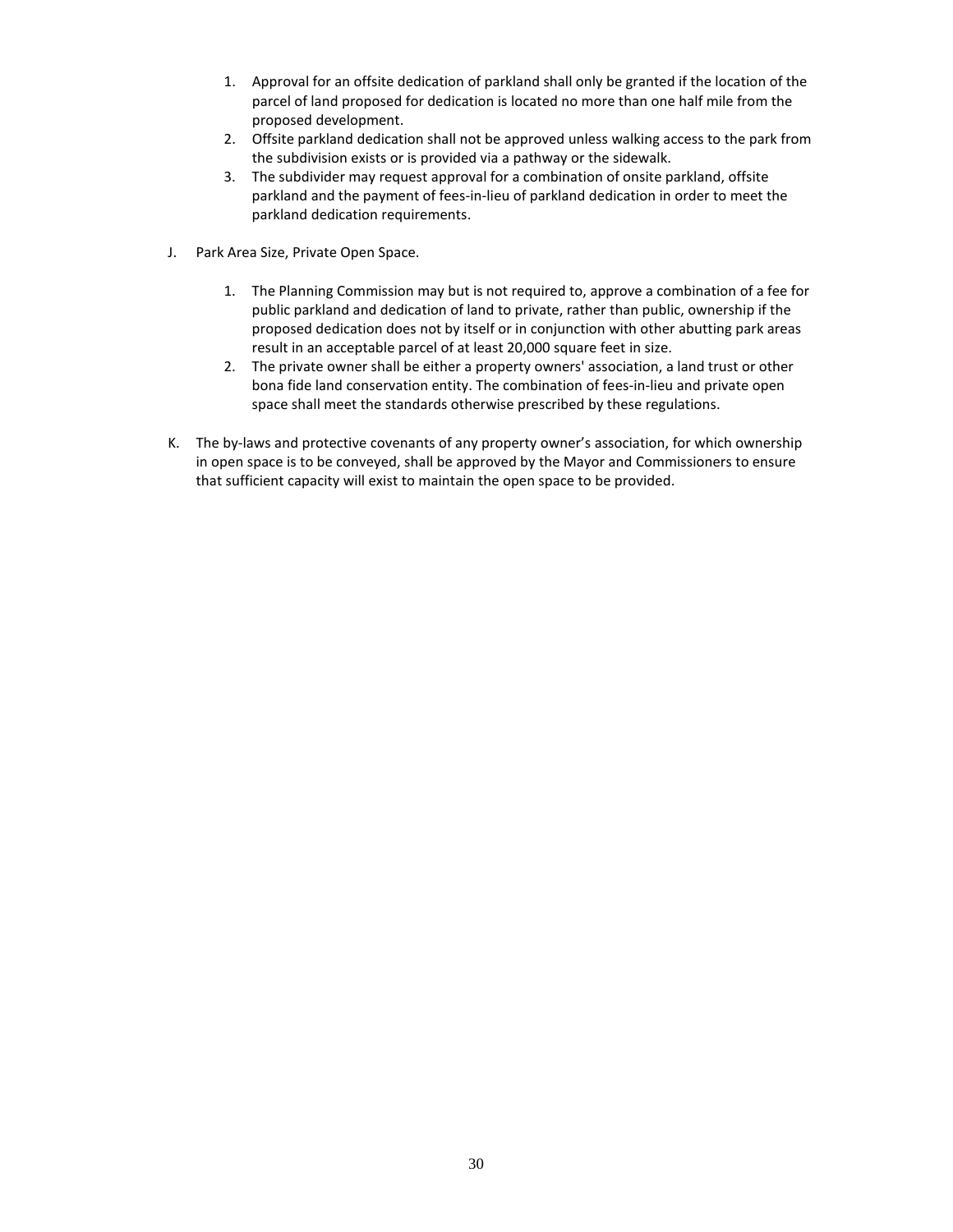1. Approval for an offsite dedication of parkland shall only be granted if the location of the parcel of land proposed for dedication is located no more than one half mile from the proposed development.
2. Offsite parkland dedication shall not be approved unless walking access to the park from the subdivision exists or is provided via a pathway or the sidewalk.
3. The subdivider may request approval for a combination of onsite parkland, offsite parkland and the payment of fees-in-lieu of parkland dedication in order to meet the parkland dedication requirements.

J. Park Area Size, Private Open Space.

1. The Planning Commission may but is not required to, approve a combination of a fee for public parkland and dedication of land to private, rather than public, ownership if the proposed dedication does not by itself or in conjunction with other abutting park areas result in an acceptable parcel of at least 20,000 square feet in size.
2. The private owner shall be either a property owners' association, a land trust or other bona fide land conservation entity. The combination of fees-in-lieu and private open space shall meet the standards otherwise prescribed by these regulations.

K. The by-laws and protective covenants of any property owner's association, for which ownership in open space is to be conveyed, shall be approved by the Mayor and Commissioners to ensure that sufficient capacity will exist to maintain the open space to be provided.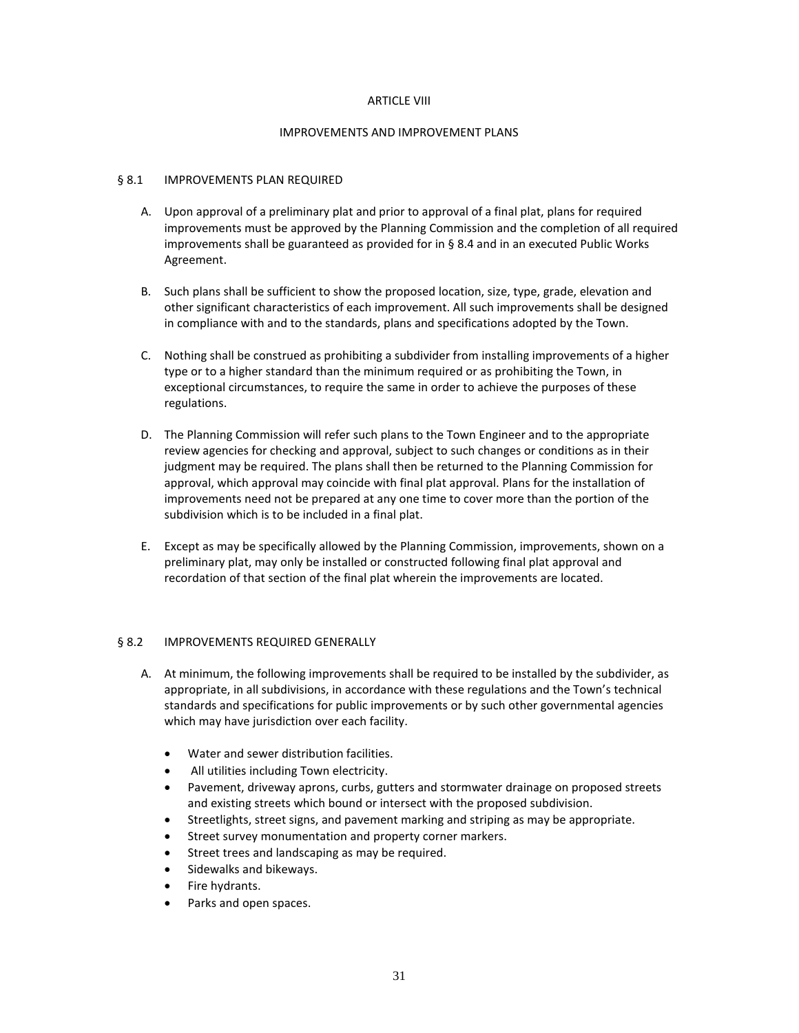# ARTICLE VIII

## IMPROVEMENTS AND IMPROVEMENT PLANS

### § 8.1 IMPROVEMENTS PLAN REQUIRED

A. Upon approval of a preliminary plat and prior to approval of a final plat, plans for required improvements must be approved by the Planning Commission and the completion of all required improvements shall be guaranteed as provided for in § 8.4 and in an executed Public Works Agreement.

B. Such plans shall be sufficient to show the proposed location, size, type, grade, elevation and other significant characteristics of each improvement. All such improvements shall be designed in compliance with and to the standards, plans and specifications adopted by the Town.

C. Nothing shall be construed as prohibiting a subdivider from installing improvements of a higher type or to a higher standard than the minimum required or as prohibiting the Town, in exceptional circumstances, to require the same in order to achieve the purposes of these regulations.

D. The Planning Commission will refer such plans to the Town Engineer and to the appropriate review agencies for checking and approval, subject to such changes or conditions as in their judgment may be required. The plans shall then be returned to the Planning Commission for approval, which approval may coincide with final plat approval. Plans for the installation of improvements need not be prepared at any one time to cover more than the portion of the subdivision which is to be included in a final plat.

E. Except as may be specifically allowed by the Planning Commission, improvements, shown on a preliminary plat, may only be installed or constructed following final plat approval and recordation of that section of the final plat wherein the improvements are located.

### § 8.2 IMPROVEMENTS REQUIRED GENERALLY

A. At minimum, the following improvements shall be required to be installed by the subdivider, as appropriate, in all subdivisions, in accordance with these regulations and the Town's technical standards and specifications for public improvements or by such other governmental agencies which may have jurisdiction over each facility.

- Water and sewer distribution facilities.
- All utilities including Town electricity.
- Pavement, driveway aprons, curbs, gutters and stormwater drainage on proposed streets and existing streets which bound or intersect with the proposed subdivision.
- Streetlights, street signs, and pavement marking and striping as may be appropriate.
- Street survey monumentation and property corner markers.
- Street trees and landscaping as may be required.
- Sidewalks and bikeways.
- Fire hydrants.
- Parks and open spaces.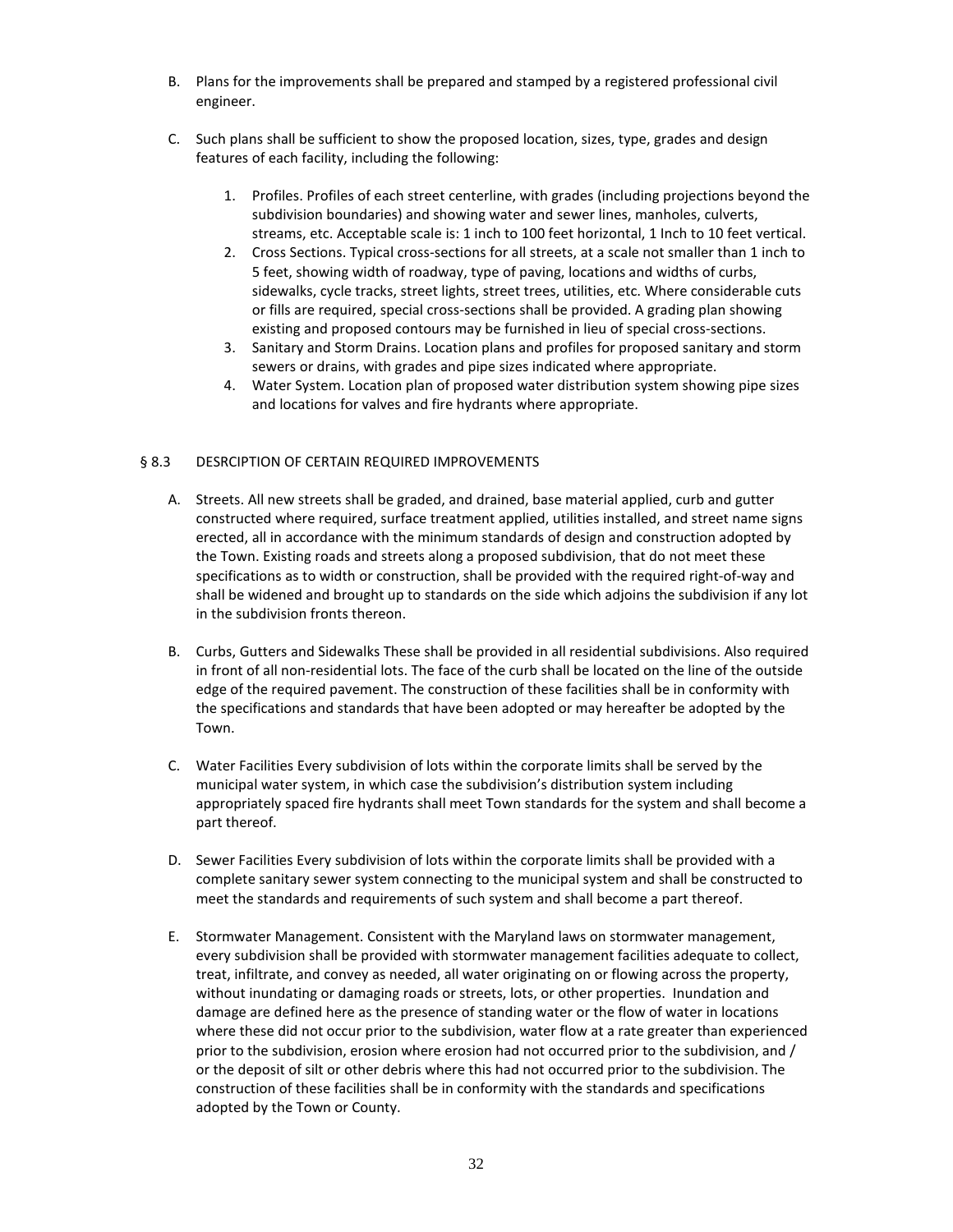B. Plans for the improvements shall be prepared and stamped by a registered professional civil engineer.

C. Such plans shall be sufficient to show the proposed location, sizes, type, grades and design features of each facility, including the following:

   1. Profiles. Profiles of each street centerline, with grades (including projections beyond the subdivision boundaries) and showing water and sewer lines, manholes, culverts, streams, etc. Acceptable scale is: 1 inch to 100 feet horizontal, 1 Inch to 10 feet vertical.
   2. Cross Sections. Typical cross-sections for all streets, at a scale not smaller than 1 inch to 5 feet, showing width of roadway, type of paving, locations and widths of curbs, sidewalks, cycle tracks, street lights, street trees, utilities, etc. Where considerable cuts or fills are required, special cross-sections shall be provided. A grading plan showing existing and proposed contours may be furnished in lieu of special cross-sections.
   3. Sanitary and Storm Drains. Location plans and profiles for proposed sanitary and storm sewers or drains, with grades and pipe sizes indicated where appropriate.
   4. Water System. Location plan of proposed water distribution system showing pipe sizes and locations for valves and fire hydrants where appropriate.

## § 8.3 DESRCIPTION OF CERTAIN REQUIRED IMPROVEMENTS

A. Streets. All new streets shall be graded, and drained, base material applied, curb and gutter constructed where required, surface treatment applied, utilities installed, and street name signs erected, all in accordance with the minimum standards of design and construction adopted by the Town. Existing roads and streets along a proposed subdivision, that do not meet these specifications as to width or construction, shall be provided with the required right-of-way and shall be widened and brought up to standards on the side which adjoins the subdivision if any lot in the subdivision fronts thereon.

B. Curbs, Gutters and Sidewalks These shall be provided in all residential subdivisions. Also required in front of all non-residential lots. The face of the curb shall be located on the line of the outside edge of the required pavement. The construction of these facilities shall be in conformity with the specifications and standards that have been adopted or may hereafter be adopted by the Town.

C. Water Facilities Every subdivision of lots within the corporate limits shall be served by the municipal water system, in which case the subdivision's distribution system including appropriately spaced fire hydrants shall meet Town standards for the system and shall become a part thereof.

D. Sewer Facilities Every subdivision of lots within the corporate limits shall be provided with a complete sanitary sewer system connecting to the municipal system and shall be constructed to meet the standards and requirements of such system and shall become a part thereof.

E. Stormwater Management. Consistent with the Maryland laws on stormwater management, every subdivision shall be provided with stormwater management facilities adequate to collect, treat, infiltrate, and convey as needed, all water originating on or flowing across the property, without inundating or damaging roads or streets, lots, or other properties. Inundation and damage are defined here as the presence of standing water or the flow of water in locations where these did not occur prior to the subdivision, water flow at a rate greater than experienced prior to the subdivision, erosion where erosion had not occurred prior to the subdivision, and / or the deposit of silt or other debris where this had not occurred prior to the subdivision. The construction of these facilities shall be in conformity with the standards and specifications adopted by the Town or County.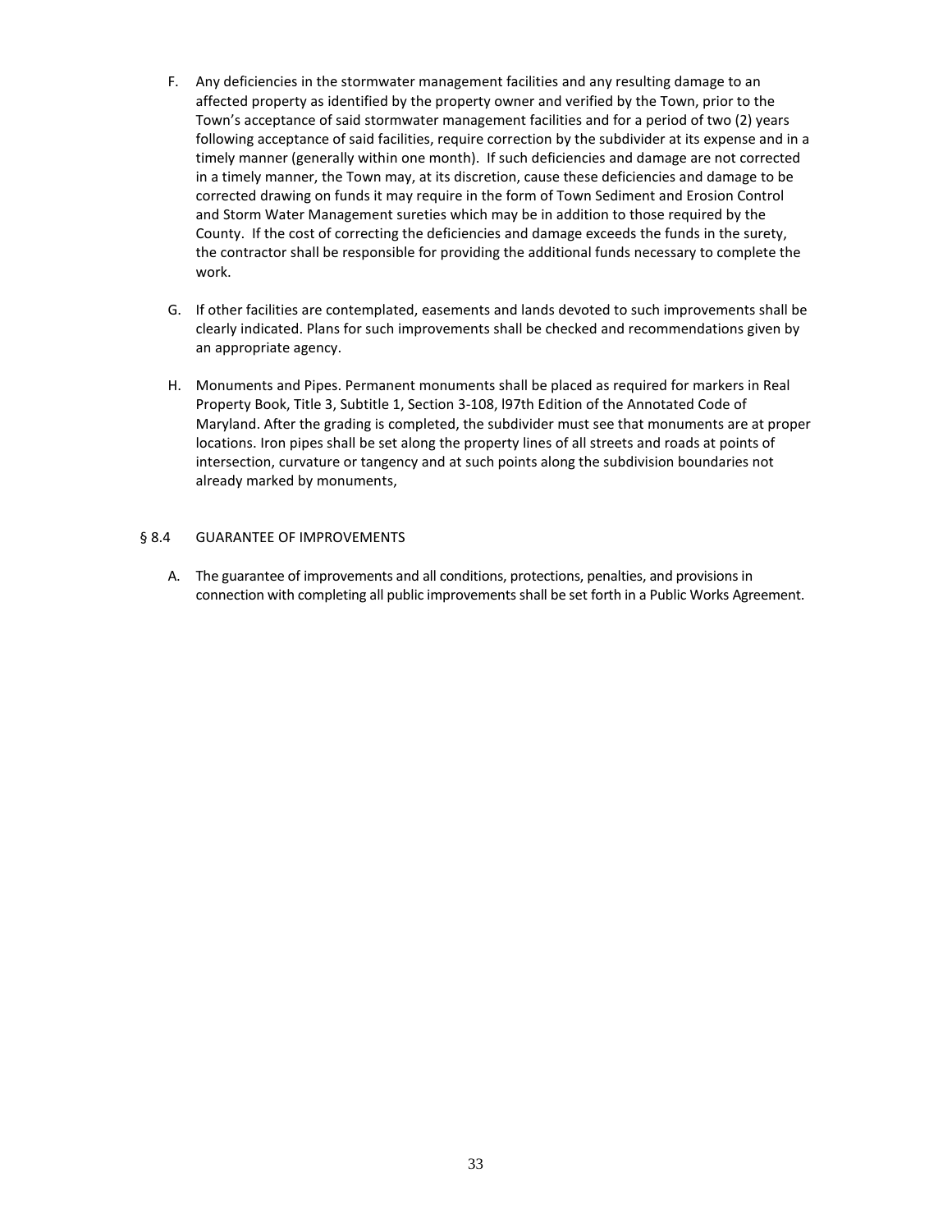F. Any deficiencies in the stormwater management facilities and any resulting damage to an affected property as identified by the property owner and verified by the Town, prior to the Town's acceptance of said stormwater management facilities and for a period of two (2) years following acceptance of said facilities, require correction by the subdivider at its expense and in a timely manner (generally within one month). If such deficiencies and damage are not corrected in a timely manner, the Town may, at its discretion, cause these deficiencies and damage to be corrected drawing on funds it may require in the form of Town Sediment and Erosion Control and Storm Water Management sureties which may be in addition to those required by the County. If the cost of correcting the deficiencies and damage exceeds the funds in the surety, the contractor shall be responsible for providing the additional funds necessary to complete the work.

G. If other facilities are contemplated, easements and lands devoted to such improvements shall be clearly indicated. Plans for such improvements shall be checked and recommendations given by an appropriate agency.

H. Monuments and Pipes. Permanent monuments shall be placed as required for markers in Real Property Book, Title 3, Subtitle 1, Section 3-108, l97th Edition of the Annotated Code of Maryland. After the grading is completed, the subdivider must see that monuments are at proper locations. Iron pipes shall be set along the property lines of all streets and roads at points of intersection, curvature or tangency and at such points along the subdivision boundaries not already marked by monuments,

## § 8.4 GUARANTEE OF IMPROVEMENTS

A. The guarantee of improvements and all conditions, protections, penalties, and provisions in connection with completing all public improvements shall be set forth in a Public Works Agreement.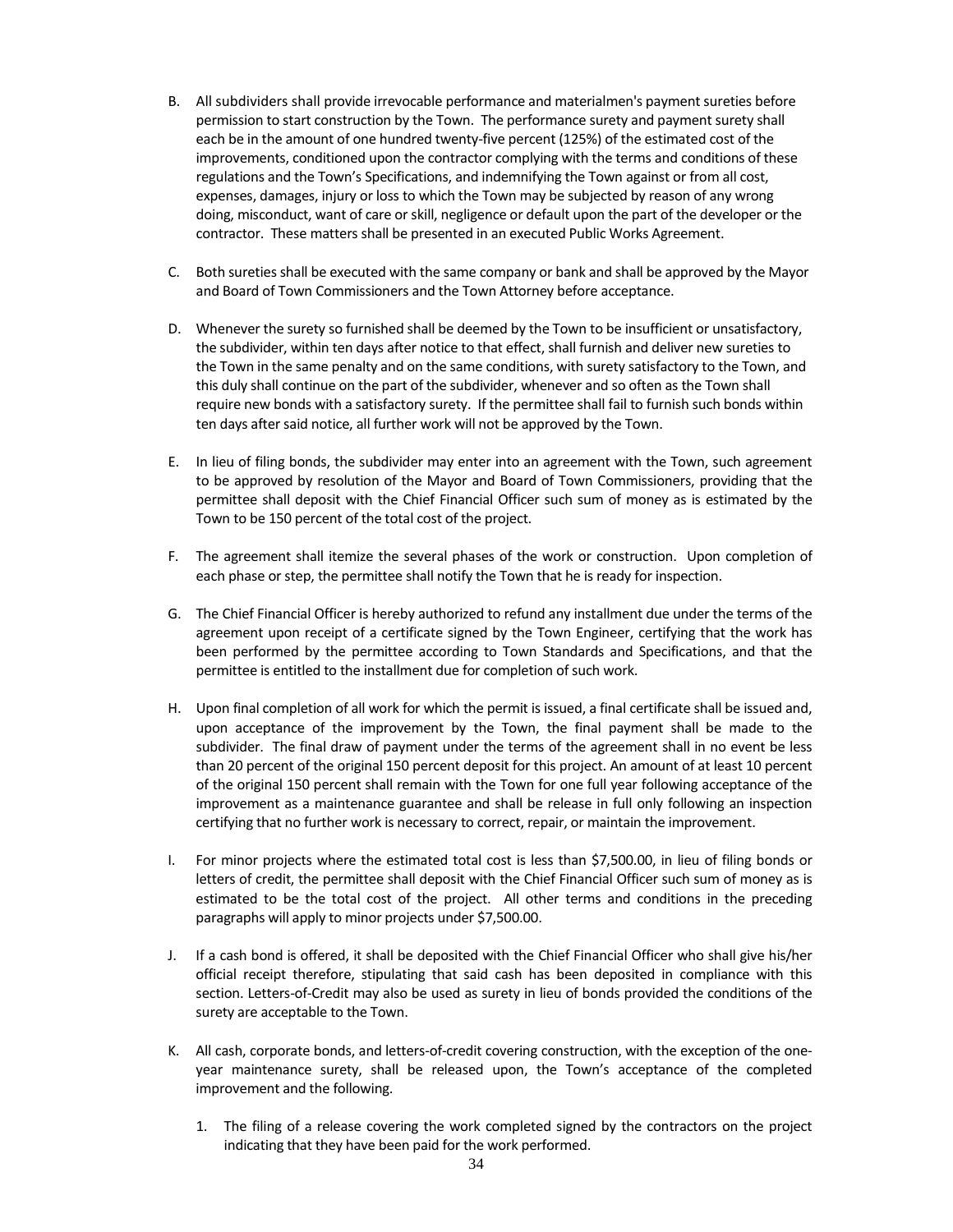B. All subdividers shall provide irrevocable performance and materialmen's payment sureties before permission to start construction by the Town. The performance surety and payment surety shall each be in the amount of one hundred twenty-five percent (125%) of the estimated cost of the improvements, conditioned upon the contractor complying with the terms and conditions of these regulations and the Town's Specifications, and indemnifying the Town against or from all cost, expenses, damages, injury or loss to which the Town may be subjected by reason of any wrong doing, misconduct, want of care or skill, negligence or default upon the part of the developer or the contractor. These matters shall be presented in an executed Public Works Agreement.

C. Both sureties shall be executed with the same company or bank and shall be approved by the Mayor and Board of Town Commissioners and the Town Attorney before acceptance.

D. Whenever the surety so furnished shall be deemed by the Town to be insufficient or unsatisfactory, the subdivider, within ten days after notice to that effect, shall furnish and deliver new sureties to the Town in the same penalty and on the same conditions, with surety satisfactory to the Town, and this duly shall continue on the part of the subdivider, whenever and so often as the Town shall require new bonds with a satisfactory surety. If the permittee shall fail to furnish such bonds within ten days after said notice, all further work will not be approved by the Town.

E. In lieu of filing bonds, the subdivider may enter into an agreement with the Town, such agreement to be approved by resolution of the Mayor and Board of Town Commissioners, providing that the permittee shall deposit with the Chief Financial Officer such sum of money as is estimated by the Town to be 150 percent of the total cost of the project.

F. The agreement shall itemize the several phases of the work or construction. Upon completion of each phase or step, the permittee shall notify the Town that he is ready for inspection.

G. The Chief Financial Officer is hereby authorized to refund any installment due under the terms of the agreement upon receipt of a certificate signed by the Town Engineer, certifying that the work has been performed by the permittee according to Town Standards and Specifications, and that the permittee is entitled to the installment due for completion of such work.

H. Upon final completion of all work for which the permit is issued, a final certificate shall be issued and, upon acceptance of the improvement by the Town, the final payment shall be made to the subdivider. The final draw of payment under the terms of the agreement shall in no event be less than 20 percent of the original 150 percent deposit for this project. An amount of at least 10 percent of the original 150 percent shall remain with the Town for one full year following acceptance of the improvement as a maintenance guarantee and shall be release in full only following an inspection certifying that no further work is necessary to correct, repair, or maintain the improvement.

I. For minor projects where the estimated total cost is less than $7,500.00, in lieu of filing bonds or letters of credit, the permittee shall deposit with the Chief Financial Officer such sum of money as is estimated to be the total cost of the project. All other terms and conditions in the preceding paragraphs will apply to minor projects under $7,500.00.

J. If a cash bond is offered, it shall be deposited with the Chief Financial Officer who shall give his/her official receipt therefore, stipulating that said cash has been deposited in compliance with this section. Letters-of-Credit may also be used as surety in lieu of bonds provided the conditions of the surety are acceptable to the Town.

K. All cash, corporate bonds, and letters-of-credit covering construction, with the exception of the one-year maintenance surety, shall be released upon, the Town's acceptance of the completed improvement and the following.

   1. The filing of a release covering the work completed signed by the contractors on the project indicating that they have been paid for the work performed.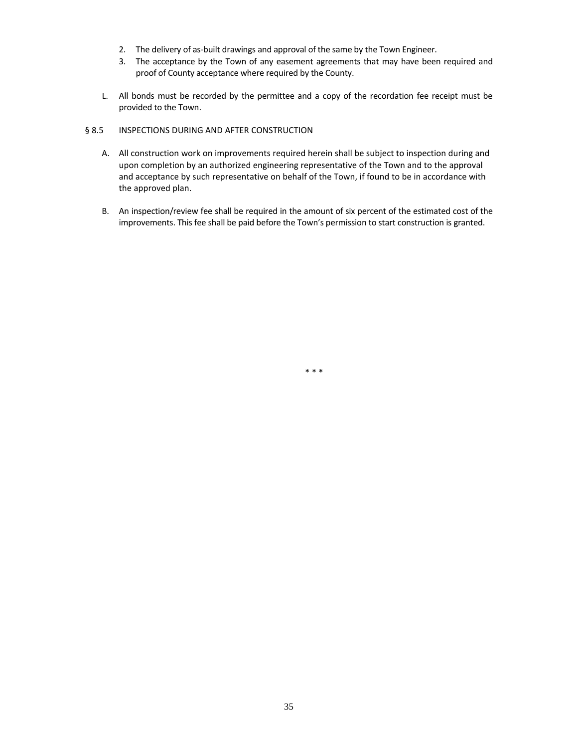2. The delivery of as-built drawings and approval of the same by the Town Engineer.
3. The acceptance by the Town of any easement agreements that may have been required and proof of County acceptance where required by the County.

L. All bonds must be recorded by the permittee and a copy of the recordation fee receipt must be provided to the Town.

## § 8.5 INSPECTIONS DURING AND AFTER CONSTRUCTION

A. All construction work on improvements required herein shall be subject to inspection during and upon completion by an authorized engineering representative of the Town and to the approval and acceptance by such representative on behalf of the Town, if found to be in accordance with the approved plan.

B. An inspection/review fee shall be required in the amount of six percent of the estimated cost of the improvements. This fee shall be paid before the Town's permission to start construction is granted.

\* \* \*